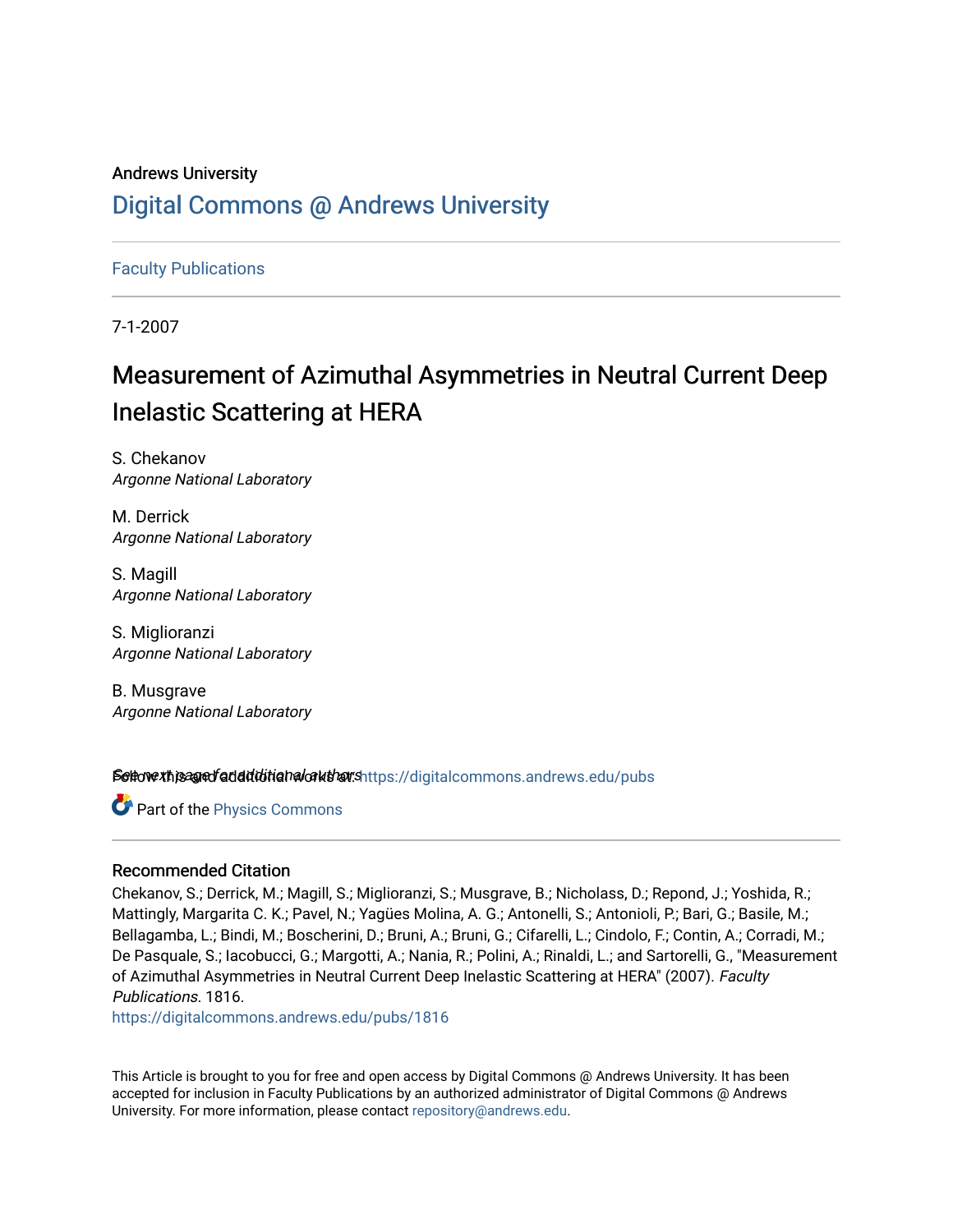Andrews University

# Digital Commons @ Andrews University

Faculty Publications

7-1-2007

# Measurement of Azimuthal Asymmetries in Neutral Current Deep Inelastic Scattering at HERA

S. Chekanov
*Argonne National Laboratory*

M. Derrick
*Argonne National Laboratory*

S. Magill
*Argonne National Laboratory*

S. Miglioranzi
*Argonne National Laboratory*

B. Musgrave
*Argonne National Laboratory*

See next page for additional authors

Follow this and additional works at: https://digitalcommons.andrews.edu/pubs

Part of the Physics Commons

## Recommended Citation

Chekanov, S.; Derrick, M.; Magill, S.; Miglioranzi, S.; Musgrave, B.; Nicholass, D.; Repond, J.; Yoshida, R.; Mattingly, Margarita C. K.; Pavel, N.; Yagües Molina, A. G.; Antonelli, S.; Antonioli, P.; Bari, G.; Basile, M.; Bellagamba, L.; Bindi, M.; Boscherini, D.; Bruni, A.; Bruni, G.; Cifarelli, L.; Cindolo, F.; Contin, A.; Corradi, M.; De Pasquale, S.; Iacobucci, G.; Margotti, A.; Nania, R.; Polini, A.; Rinaldi, L.; and Sartorelli, G., "Measurement of Azimuthal Asymmetries in Neutral Current Deep Inelastic Scattering at HERA" (2007). *Faculty Publications*. 1816.
https://digitalcommons.andrews.edu/pubs/1816

This Article is brought to you for free and open access by Digital Commons @ Andrews University. It has been accepted for inclusion in Faculty Publications by an authorized administrator of Digital Commons @ Andrews University. For more information, please contact repository@andrews.edu.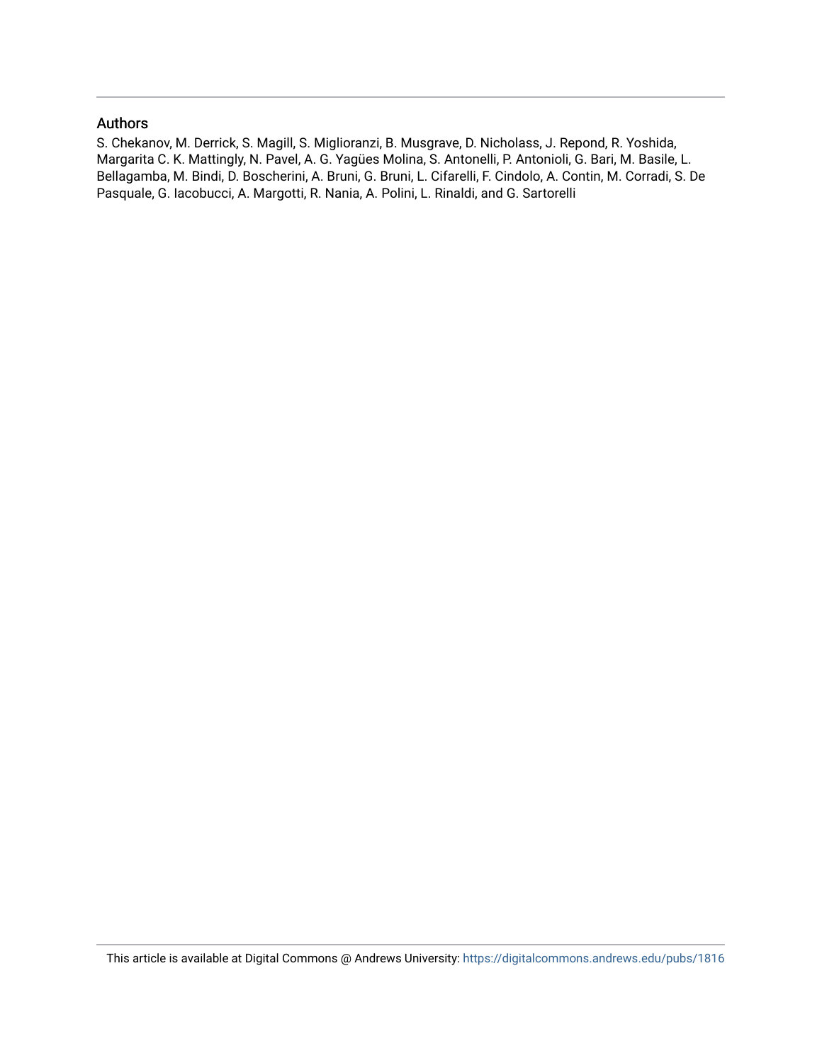## Authors

S. Chekanov, M. Derrick, S. Magill, S. Miglioranzi, B. Musgrave, D. Nicholass, J. Repond, R. Yoshida, Margarita C. K. Mattingly, N. Pavel, A. G. Yagües Molina, S. Antonelli, P. Antonioli, G. Bari, M. Basile, L. Bellagamba, M. Bindi, D. Boscherini, A. Bruni, G. Bruni, L. Cifarelli, F. Cindolo, A. Contin, M. Corradi, S. De Pasquale, G. Iacobucci, A. Margotti, R. Nania, A. Polini, L. Rinaldi, and G. Sartorelli

This article is available at Digital Commons @ Andrews University: https://digitalcommons.andrews.edu/pubs/1816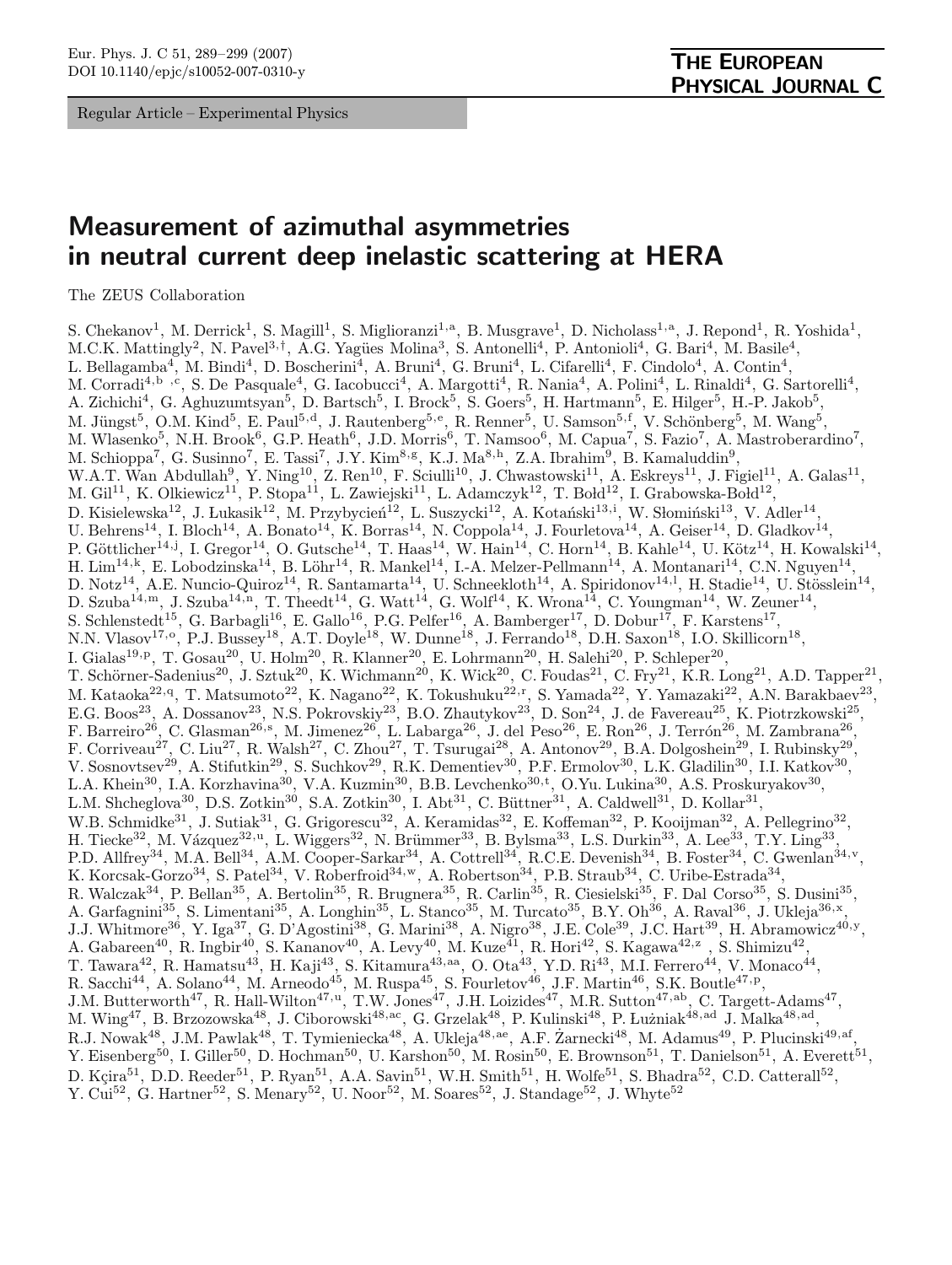Regular Article – Experimental Physics

# Measurement of azimuthal asymmetries in neutral current deep inelastic scattering at HERA

The ZEUS Collaboration

S. Chekanov[1], M. Derrick[1], S. Magill[1], S. Miglioranzi[1,a], B. Musgrave[1], D. Nicholass[1,a], J. Repond[1], R. Yoshida[1], M.C.K. Mattingly[2], N. Pavel[3,†], A.G. Yagües Molina[3], S. Antonelli[4], P. Antonioli[4], G. Bari[4], M. Basile[4], L. Bellagamba[4], M. Bindi[4], D. Boscherini[4], A. Bruni[4], G. Bruni[4], L. Cifarelli[4], F. Cindolo[4], A. Contin[4], M. Corradi[4,b ,c], S. De Pasquale[4], G. Iacobucci[4], A. Margotti[4], R. Nania[4], A. Polini[4], L. Rinaldi[4], G. Sartorelli[4], A. Zichichi[4], G. Aghuzumtsyan[5], D. Bartsch[5], I. Brock[5], S. Goers[5], H. Hartmann[5], E. Hilger[5], H.-P. Jakob[5], M. Jüngst[5], O.M. Kind[5], E. Paul[5,d], J. Rautenberg[5,e], R. Renner[5], U. Samson[5,f], V. Schönberg[5], M. Wang[5], M. Wlasenko[5], N.H. Brook[6], G.P. Heath[6], J.D. Morris[6], T. Namsoo[6], M. Capua[7], S. Fazio[7], A. Mastroberardino[7], M. Schioppa[7], G. Susinno[7], E. Tassi[7], J.Y. Kim[8,g], K.J. Ma[8,h], Z.A. Ibrahim[9], B. Kamaluddin[9], W.A.T. Wan Abdullah[9], Y. Ning[10], Z. Ren[10], F. Sciulli[10], J. Chwastowski[11], A. Eskreys[11], J. Figiel[11], A. Galas[11], M. Gil[11], K. Olkiewicz[11], P. Stopa[11], L. Zawiejski[11], L. Adamczyk[12], T. Bołd[12], I. Grabowska-Bołd[12], D. Kisielewska[12], J. Łukasik[12], M. Przybycień[12], L. Suszycki[12], A. Kotański[13,i], W. Słomiński[13], V. Adler[14], U. Behrens[14], I. Bloch[14], A. Bonato[14], K. Borras[14], N. Coppola[14], J. Fourletova[14], A. Geiser[14], D. Gladkov[14], P. Göttlicher[14,j], I. Gregor[14], O. Gutsche[14], T. Haas[14], W. Hain[14], C. Horn[14], B. Kahle[14], U. Kötz[14], H. Kowalski[14], H. Lim[14,k], E. Lobodzinska[14], B. Löhr[14], R. Mankel[14], I.-A. Melzer-Pellmann[14], A. Montanari[14], C.N. Nguyen[14], D. Notz[14], A.E. Nuncio-Quiroz[14], R. Santamarta[14], U. Schneekloth[14], A. Spiridonov[14,l], H. Stadie[14], U. Stösslein[14], D. Szuba[14,m], J. Szuba[14,n], T. Theedt[14], G. Watt[14], G. Wolf[14], K. Wrona[14], C. Youngman[14], W. Zeuner[14], S. Schlenstedt[15], G. Barbagli[16], E. Gallo[16], P.G. Pelfer[16], A. Bamberger[17], D. Dobur[17], F. Karstens[17], N.N. Vlasov[17,o], P.J. Bussey[18], A.T. Doyle[18], W. Dunne[18], J. Ferrando[18], D.H. Saxon[18], I.O. Skillicorn[18], I. Gialas[19,p], T. Gosau[20], U. Holm[20], R. Klanner[20], E. Lohrmann[20], H. Salehi[20], P. Schleper[20], T. Schörner-Sadenius[20], J. Sztuk[20], K. Wichmann[20], K. Wick[20], C. Foudas[21], C. Fry[21], K.R. Long[21], A.D. Tapper[21], M. Kataoka[22,q], T. Matsumoto[22], K. Nagano[22], K. Tokushuku[22,r], S. Yamada[22], Y. Yamazaki[22], A.N. Barakbaev[23], E.G. Boos[23], A. Dossanov[23], N.S. Pokrovskiy[23], B.O. Zhautykov[23], D. Son[24], J. de Favereau[25], K. Piotrzkowski[25], F. Barreiro[26], C. Glasman[26,s], M. Jimenez[26], L. Labarga[26], J. del Peso[26], E. Ron[26], J. Terrón[26], M. Zambrana[26], F. Corriveau[27], C. Liu[27], R. Walsh[27], C. Zhou[27], T. Tsurugai[28], A. Antonov[29], B.A. Dolgoshein[29], I. Rubinsky[29], V. Sosnovtsev[29], A. Stifutkin[29], S. Suchkov[29], R.K. Dementiev[30], P.F. Ermolov[30], L.K. Gladilin[30], I.I. Katkov[30], L.A. Khein[30], I.A. Korzhavina[30], V.A. Kuzmin[30], B.B. Levchenko[30,t], O.Yu. Lukina[30], A.S. Proskuryakov[30], L.M. Shcheglova[30], D.S. Zotkin[30], S.A. Zotkin[30], I. Abt[31], C. Büttner[31], A. Caldwell[31], D. Kollar[31], W.B. Schmidke[31], J. Sutiak[31], G. Grigorescu[32], A. Keramidas[32], E. Koffeman[32], P. Kooijman[32], A. Pellegrino[32], H. Tiecke[32], M. Vázquez[32,u], L. Wiggers[32], N. Brümmer[33], B. Bylsma[33], L.S. Durkin[33], A. Lee[33], T.Y. Ling[33], P.D. Allfrey[34], M.A. Bell[34], A.M. Cooper-Sarkar[34], A. Cottrell[34], R.C.E. Devenish[34], B. Foster[34], C. Gwenlan[34,v], K. Korcsak-Gorzo[34], S. Patel[34], V. Roberfroid[34,w], A. Robertson[34], P.B. Straub[34], C. Uribe-Estrada[34], R. Walczak[34], P. Bellan[35], A. Bertolin[35], R. Brugnera[35], R. Carlin[35], R. Ciesielski[35], F. Dal Corso[35], S. Dusini[35], A. Garfagnini[35], S. Limentani[35], A. Longhin[35], L. Stanco[35], M. Turcato[35], B.Y. Oh[36], A. Raval[36], J. Ukleja[36,x], J.J. Whitmore[36], Y. Iga[37], G. D'Agostini[38], G. Marini[38], A. Nigro[38], J.E. Cole[39], J.C. Hart[39], H. Abramowicz[40,y], A. Gabareen[40], R. Ingbir[40], S. Kananov[40], A. Levy[40], M. Kuze[41], R. Hori[42], S. Kagawa[42,z], S. Shimizu[42], T. Tawara[42], R. Hamatsu[43], H. Kaji[43], S. Kitamura[43,aa], O. Ota[43], Y.D. Ri[43], M.I. Ferrero[44], V. Monaco[44], R. Sacchi[44], A. Solano[44], M. Arneodo[45], M. Ruspa[45], S. Fourletov[46], J.F. Martin[46], S.K. Boutle[47,p], J.M. Butterworth[47], R. Hall-Wilton[47,u], T.W. Jones[47], J.H. Loizides[47], M.R. Sutton[47,ab], C. Targett-Adams[47], M. Wing[47], B. Brzozowska[48], J. Ciborowski[48,ac], G. Grzelak[48], P. Kulinski[48], P. Łużniak[48,ad] J. Malka[48,ad], R.J. Nowak[48], J.M. Pawlak[48], T. Tymieniecka[48], A. Ukleja[48,ae], A.F. Żarnecki[48], M. Adamus[49], P. Plucinski[49,af], Y. Eisenberg[50], I. Giller[50], D. Hochman[50], U. Karshon[50], M. Rosin[50], E. Brownson[51], T. Danielson[51], A. Everett[51], D. Kçira[51], D.D. Reeder[51], P. Ryan[51], A.A. Savin[51], W.H. Smith[51], H. Wolfe[51], S. Bhadra[52], C.D. Catterall[52], Y. Cui[52], G. Hartner[52], S. Menary[52], U. Noor[52], M. Soares[52], J. Standage[52], J. Whyte[52]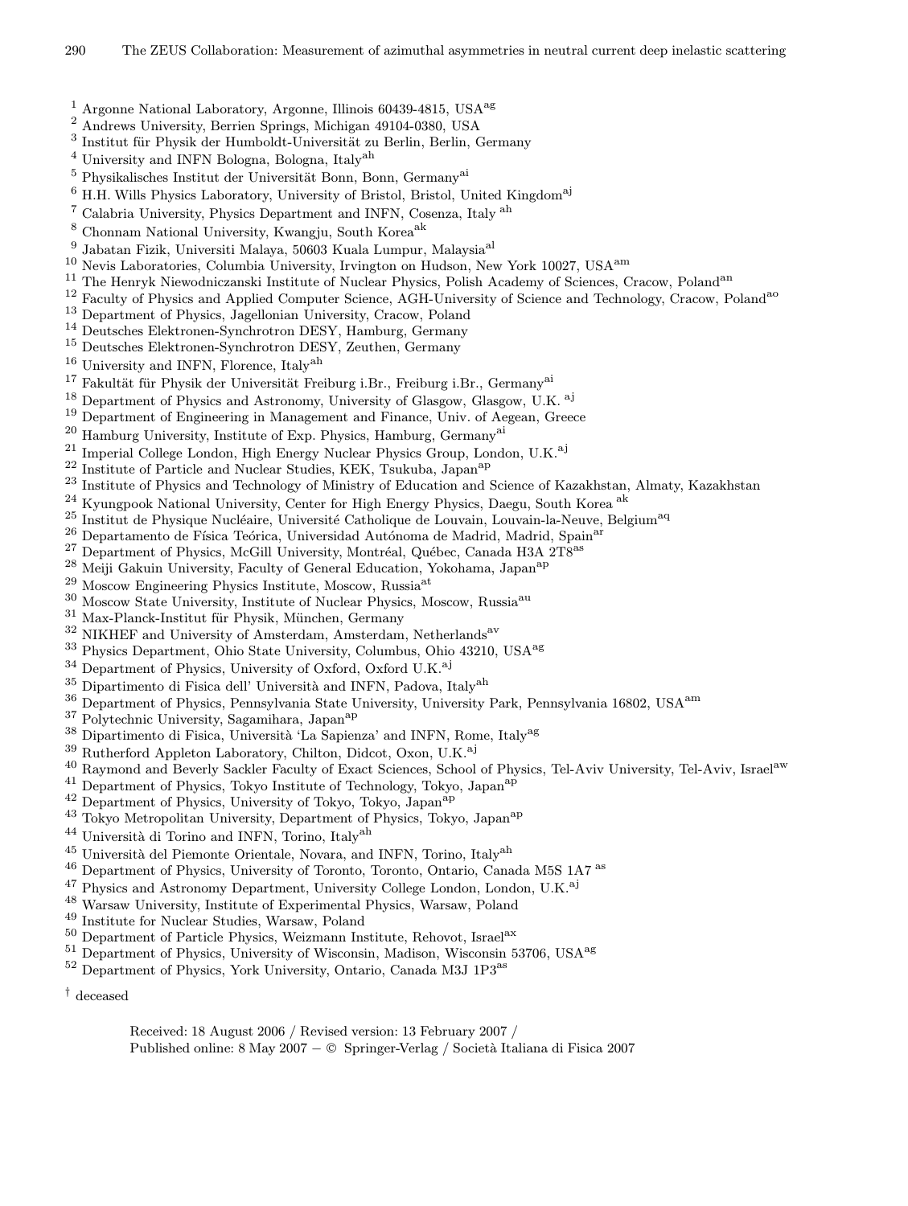[1] Argonne National Laboratory, Argonne, Illinois 60439-4815, USA[ag]
[2] Andrews University, Berrien Springs, Michigan 49104-0380, USA
[3] Institut für Physik der Humboldt-Universität zu Berlin, Berlin, Germany
[4] University and INFN Bologna, Bologna, Italy[ah]
[5] Physikalisches Institut der Universität Bonn, Bonn, Germany[ai]
[6] H.H. Wills Physics Laboratory, University of Bristol, Bristol, United Kingdom[aj]
[7] Calabria University, Physics Department and INFN, Cosenza, Italy [ah]
[8] Chonnam National University, Kwangju, South Korea[ak]
[9] Jabatan Fizik, Universiti Malaya, 50603 Kuala Lumpur, Malaysia[al]
[10] Nevis Laboratories, Columbia University, Irvington on Hudson, New York 10027, USA[am]
[11] The Henryk Niewodniczanski Institute of Nuclear Physics, Polish Academy of Sciences, Cracow, Poland[an]
[12] Faculty of Physics and Applied Computer Science, AGH-University of Science and Technology, Cracow, Poland[ao]
[13] Department of Physics, Jagellonian University, Cracow, Poland
[14] Deutsches Elektronen-Synchrotron DESY, Hamburg, Germany
[15] Deutsches Elektronen-Synchrotron DESY, Zeuthen, Germany
[16] University and INFN, Florence, Italy[ah]
[17] Fakultät für Physik der Universität Freiburg i.Br., Freiburg i.Br., Germany[ai]
[18] Department of Physics and Astronomy, University of Glasgow, Glasgow, U.K. [aj]
[19] Department of Engineering in Management and Finance, Univ. of Aegean, Greece
[20] Hamburg University, Institute of Exp. Physics, Hamburg, Germany[ai]
[21] Imperial College London, High Energy Nuclear Physics Group, London, U.K.[aj]
[22] Institute of Particle and Nuclear Studies, KEK, Tsukuba, Japan[ap]
[23] Institute of Physics and Technology of Ministry of Education and Science of Kazakhstan, Almaty, Kazakhstan
[24] Kyungpook National University, Center for High Energy Physics, Daegu, South Korea [ak]
[25] Institut de Physique Nucléaire, Université Catholique de Louvain, Louvain-la-Neuve, Belgium[aq]
[26] Departamento de Física Teórica, Universidad Autónoma de Madrid, Madrid, Spain[ar]
[27] Department of Physics, McGill University, Montréal, Québec, Canada H3A 2T8[as]
[28] Meiji Gakuin University, Faculty of General Education, Yokohama, Japan[ap]
[29] Moscow Engineering Physics Institute, Moscow, Russia[at]
[30] Moscow State University, Institute of Nuclear Physics, Moscow, Russia[au]
[31] Max-Planck-Institut für Physik, München, Germany
[32] NIKHEF and University of Amsterdam, Amsterdam, Netherlands[av]
[33] Physics Department, Ohio State University, Columbus, Ohio 43210, USA[ag]
[34] Department of Physics, University of Oxford, Oxford U.K.[aj]
[35] Dipartimento di Fisica dell' Università and INFN, Padova, Italy[ah]
[36] Department of Physics, Pennsylvania State University, University Park, Pennsylvania 16802, USA[am]
[37] Polytechnic University, Sagamihara, Japan[ap]
[38] Dipartimento di Fisica, Università 'La Sapienza' and INFN, Rome, Italy[ag]
[39] Rutherford Appleton Laboratory, Chilton, Didcot, Oxon, U.K.[aj]
[40] Raymond and Beverly Sackler Faculty of Exact Sciences, School of Physics, Tel-Aviv University, Tel-Aviv, Israel[aw]
[41] Department of Physics, Tokyo Institute of Technology, Tokyo, Japan[ap]
[42] Department of Physics, University of Tokyo, Tokyo, Japan[ap]
[43] Tokyo Metropolitan University, Department of Physics, Tokyo, Japan[ap]
[44] Università di Torino and INFN, Torino, Italy[ah]
[45] Università del Piemonte Orientale, Novara, and INFN, Torino, Italy[ah]
[46] Department of Physics, University of Toronto, Toronto, Ontario, Canada M5S 1A7 [as]
[47] Physics and Astronomy Department, University College London, London, U.K.[aj]
[48] Warsaw University, Institute of Experimental Physics, Warsaw, Poland
[49] Institute for Nuclear Studies, Warsaw, Poland
[50] Department of Particle Physics, Weizmann Institute, Rehovot, Israel[ax]
[51] Department of Physics, University of Wisconsin, Madison, Wisconsin 53706, USA[ag]
[52] Department of Physics, York University, Ontario, Canada M3J 1P3[as]

† deceased

Received: 18 August 2006 / Revised version: 13 February 2007 /
Published online: 8 May 2007 – © Springer-Verlag / Società Italiana di Fisica 2007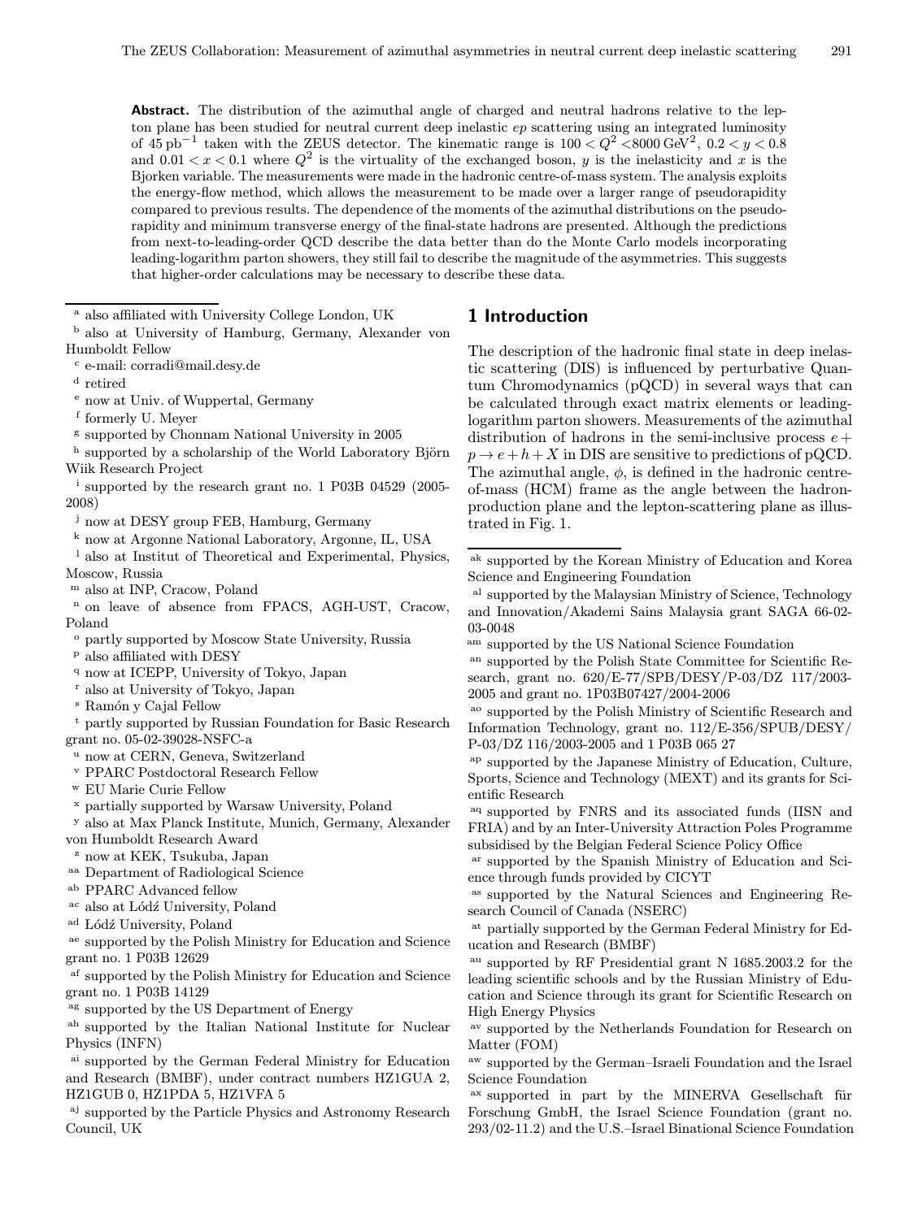**Abstract.** The distribution of the azimuthal angle of charged and neutral hadrons relative to the lepton plane has been studied for neutral current deep inelastic $ep$ scattering using an integrated luminosity of $45\,\mathrm{pb}^{-1}$ taken with the ZEUS detector. The kinematic range is $100 < Q^2 < 8000\,\mathrm{GeV}^2$, $0.2 < y < 0.8$ and $0.01 < x < 0.1$ where $Q^2$ is the virtuality of the exchanged boson, $y$ is the inelasticity and $x$ is the Bjorken variable. The measurements were made in the hadronic centre-of-mass system. The analysis exploits the energy-flow method, which allows the measurement to be made over a larger range of pseudorapidity compared to previous results. The dependence of the moments of the azimuthal distributions on the pseudorapidity and minimum transverse energy of the final-state hadrons are presented. Although the predictions from next-to-leading-order QCD describe the data better than do the Monte Carlo models incorporating leading-logarithm parton showers, they still fail to describe the magnitude of the asymmetries. This suggests that higher-order calculations may be necessary to describe these data.

[a] also affiliated with University College London, UK
[b] also at University of Hamburg, Germany, Alexander von Humboldt Fellow
[c] e-mail: corradi@mail.desy.de
[d] retired
[e] now at Univ. of Wuppertal, Germany
[f] formerly U. Meyer
[g] supported by Chonnam National University in 2005
[h] supported by a scholarship of the World Laboratory Björn Wiik Research Project
[i] supported by the research grant no. 1 P03B 04529 (2005-2008)
[j] now at DESY group FEB, Hamburg, Germany
[k] now at Argonne National Laboratory, Argonne, IL, USA
[l] also at Institut of Theoretical and Experimental, Physics, Moscow, Russia
[m] also at INP, Cracow, Poland
[n] on leave of absence from FPACS, AGH-UST, Cracow, Poland
[o] partly supported by Moscow State University, Russia
[p] also affiliated with DESY
[q] now at ICEPP, University of Tokyo, Japan
[r] also at University of Tokyo, Japan
[s] Ramón y Cajal Fellow
[t] partly supported by Russian Foundation for Basic Research grant no. 05-02-39028-NSFC-a
[u] now at CERN, Geneva, Switzerland
[v] PPARC Postdoctoral Research Fellow
[w] EU Marie Curie Fellow
[x] partially supported by Warsaw University, Poland
[y] also at Max Planck Institute, Munich, Germany, Alexander von Humboldt Research Award
[z] now at KEK, Tsukuba, Japan
[aa] Department of Radiological Science
[ab] PPARC Advanced fellow
[ac] also at Łódź University, Poland
[ad] Łódź University, Poland
[ae] supported by the Polish Ministry for Education and Science grant no. 1 P03B 12629
[af] supported by the Polish Ministry for Education and Science grant no. 1 P03B 14129
[ag] supported by the US Department of Energy
[ah] supported by the Italian National Institute for Nuclear Physics (INFN)
[ai] supported by the German Federal Ministry for Education and Research (BMBF), under contract numbers HZ1GUA 2, HZ1GUB 0, HZ1PDA 5, HZ1VFA 5
[aj] supported by the Particle Physics and Astronomy Research Council, UK

## 1 Introduction

The description of the hadronic final state in deep inelastic scattering (DIS) is influenced by perturbative Quantum Chromodynamics (pQCD) in several ways that can be calculated through exact matrix elements or leading-logarithm parton showers. Measurements of the azimuthal distribution of hadrons in the semi-inclusive process $e + p \to e + h + X$ in DIS are sensitive to predictions of pQCD. The azimuthal angle, $\phi$, is defined in the hadronic centre-of-mass (HCM) frame as the angle between the hadron-production plane and the lepton-scattering plane as illustrated in Fig. 1.

[ak] supported by the Korean Ministry of Education and Korea Science and Engineering Foundation
[al] supported by the Malaysian Ministry of Science, Technology and Innovation/Akademi Sains Malaysia grant SAGA 66-02-03-0048
[am] supported by the US National Science Foundation
[an] supported by the Polish State Committee for Scientific Research, grant no. 620/E-77/SPB/DESY/P-03/DZ 117/2003-2005 and grant no. 1P03B07427/2004-2006
[ao] supported by the Polish Ministry of Scientific Research and Information Technology, grant no. 112/E-356/SPUB/DESY/P-03/DZ 116/2003-2005 and 1 P03B 065 27
[ap] supported by the Japanese Ministry of Education, Culture, Sports, Science and Technology (MEXT) and its grants for Scientific Research
[aq] supported by FNRS and its associated funds (IISN and FRIA) and by an Inter-University Attraction Poles Programme subsidised by the Belgian Federal Science Policy Office
[ar] supported by the Spanish Ministry of Education and Science through funds provided by CICYT
[as] supported by the Natural Sciences and Engineering Research Council of Canada (NSERC)
[at] partially supported by the German Federal Ministry for Education and Research (BMBF)
[au] supported by RF Presidential grant N 1685.2003.2 for the leading scientific schools and by the Russian Ministry of Education and Science through its grant for Scientific Research on High Energy Physics
[av] supported by the Netherlands Foundation for Research on Matter (FOM)
[aw] supported by the German–Israeli Foundation and the Israel Science Foundation
[ax] supported in part by the MINERVA Gesellschaft für Forschung GmbH, the Israel Science Foundation (grant no. 293/02-11.2) and the U.S.–Israel Binational Science Foundation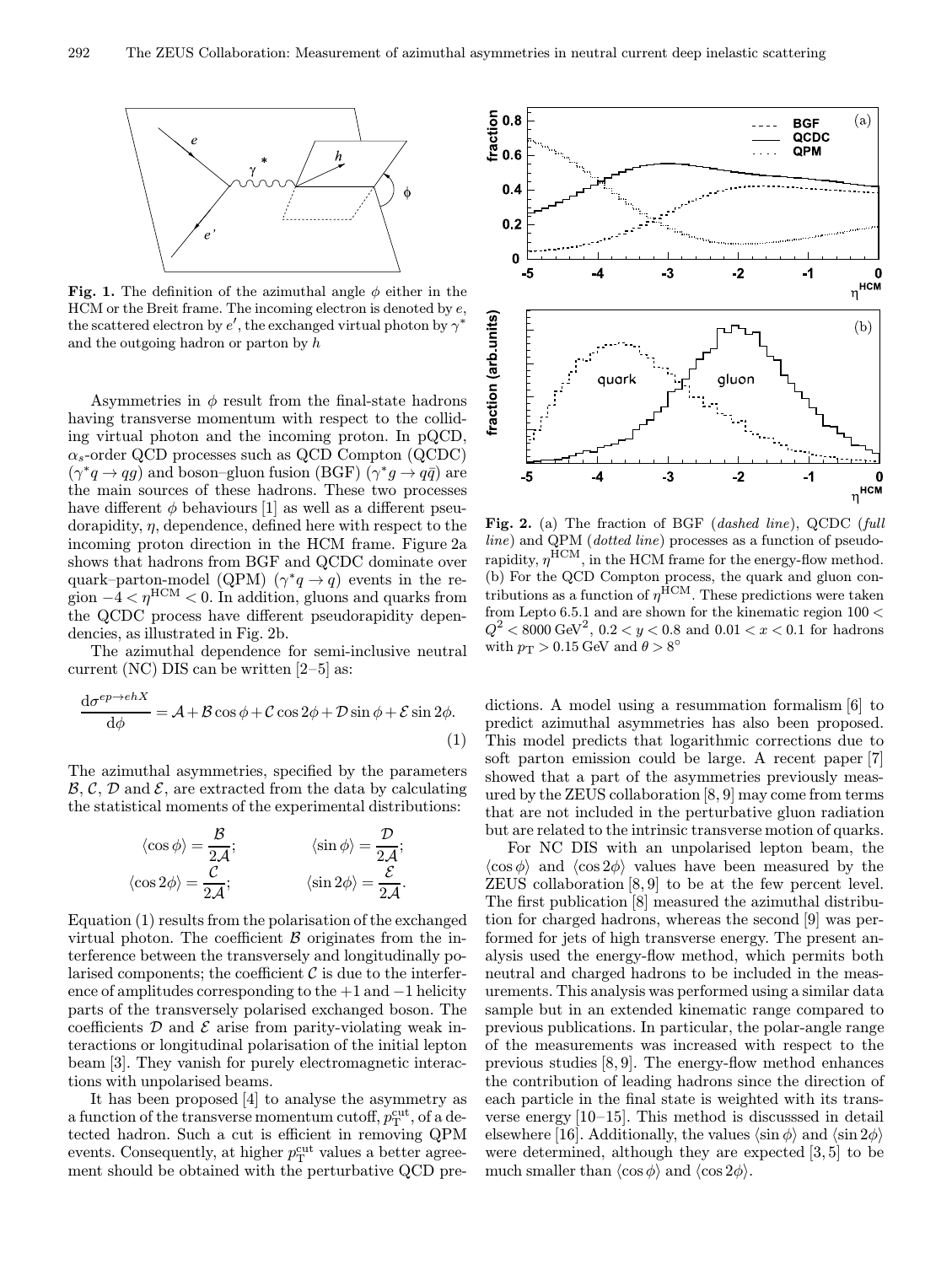**Fig. 1.** The definition of the azimuthal angle $\phi$ either in the HCM or the Breit frame. The incoming electron is denoted by $e$, the scattered electron by $e'$, the exchanged virtual photon by $\gamma^*$ and the outgoing hadron or parton by $h$

**Fig. 2.** (a) The fraction of BGF (*dashed line*), QCDC (*full line*) and QPM (*dotted line*) processes as a function of pseudorapidity, $\eta^{\mathrm{HCM}}$, in the HCM frame for the energy-flow method. (b) For the QCD Compton process, the quark and gluon contributions as a function of $\eta^{\mathrm{HCM}}$. These predictions were taken from Lepto 6.5.1 and are shown for the kinematic region $100 < Q^2 < 8000\ \mathrm{GeV}^2$, $0.2 < y < 0.8$ and $0.01 < x < 0.1$ for hadrons with $p_{\mathrm{T}} > 0.15$ GeV and $\theta > 8°$

Asymmetries in $\phi$ result from the final-state hadrons having transverse momentum with respect to the colliding virtual photon and the incoming proton. In pQCD, $\alpha_s$-order QCD processes such as QCD Compton (QCDC) ($\gamma^* q \to qg$) and boson–gluon fusion (BGF) ($\gamma^* g \to q\bar{q}$) are the main sources of these hadrons. These two processes have different $\phi$ behaviours [1] as well as a different pseudorapidity, $\eta$, dependence, defined here with respect to the incoming proton direction in the HCM frame. Figure 2a shows that hadrons from BGF and QCDC dominate over quark–parton-model (QPM) ($\gamma^* q \to q$) events in the region $-4 < \eta^{\mathrm{HCM}} < 0$. In addition, gluons and quarks from the QCDC process have different pseudorapidity dependencies, as illustrated in Fig. 2b.

The azimuthal dependence for semi-inclusive neutral current (NC) DIS can be written [2–5] as:

$$\frac{\mathrm{d}\sigma^{ep\to ehX}}{\mathrm{d}\phi} = \mathcal{A} + \mathcal{B}\cos\phi + \mathcal{C}\cos 2\phi + \mathcal{D}\sin\phi + \mathcal{E}\sin 2\phi. \tag{1}$$

The azimuthal asymmetries, specified by the parameters $\mathcal{B}$, $\mathcal{C}$, $\mathcal{D}$ and $\mathcal{E}$, are extracted from the data by calculating the statistical moments of the experimental distributions:

$$\langle\cos\phi\rangle = \frac{\mathcal{B}}{2\mathcal{A}}; \qquad \langle\sin\phi\rangle = \frac{\mathcal{D}}{2\mathcal{A}};$$
$$\langle\cos 2\phi\rangle = \frac{\mathcal{C}}{2\mathcal{A}}; \qquad \langle\sin 2\phi\rangle = \frac{\mathcal{E}}{2\mathcal{A}}.$$

Equation (1) results from the polarisation of the exchanged virtual photon. The coefficient $\mathcal{B}$ originates from the interference between the transversely and longitudinally polarised components; the coefficient $\mathcal{C}$ is due to the interference of amplitudes corresponding to the $+1$ and $-1$ helicity parts of the transversely polarised exchanged boson. The coefficients $\mathcal{D}$ and $\mathcal{E}$ arise from parity-violating weak interactions or longitudinal polarisation of the initial lepton beam [3]. They vanish for purely electromagnetic interactions with unpolarised beams.

It has been proposed [4] to analyse the asymmetry as a function of the transverse momentum cutoff, $p_{\mathrm{T}}^{\mathrm{cut}}$, of a detected hadron. Such a cut is efficient in removing QPM events. Consequently, at higher $p_{\mathrm{T}}^{\mathrm{cut}}$ values a better agreement should be obtained with the perturbative QCD predictions. A model using a resummation formalism [6] to predict azimuthal asymmetries has also been proposed. This model predicts that logarithmic corrections due to soft parton emission could be large. A recent paper [7] showed that a part of the asymmetries previously measured by the ZEUS collaboration [8, 9] may come from terms that are not included in the perturbative gluon radiation but are related to the intrinsic transverse motion of quarks.

For NC DIS with an unpolarised lepton beam, the $\langle\cos\phi\rangle$ and $\langle\cos 2\phi\rangle$ values have been measured by the ZEUS collaboration [8, 9] to be at the few percent level. The first publication [8] measured the azimuthal distribution for charged hadrons, whereas the second [9] was performed for jets of high transverse energy. The present analysis used the energy-flow method, which permits both neutral and charged hadrons to be included in the measurements. This analysis was performed using a similar data sample but in an extended kinematic range compared to previous publications. In particular, the polar-angle range of the measurements was increased with respect to the previous studies [8, 9]. The energy-flow method enhances the contribution of leading hadrons since the direction of each particle in the final state is weighted with its transverse energy [10–15]. This method is discusssed in detail elsewhere [16]. Additionally, the values $\langle\sin\phi\rangle$ and $\langle\sin 2\phi\rangle$ were determined, although they are expected [3, 5] to be much smaller than $\langle\cos\phi\rangle$ and $\langle\cos 2\phi\rangle$.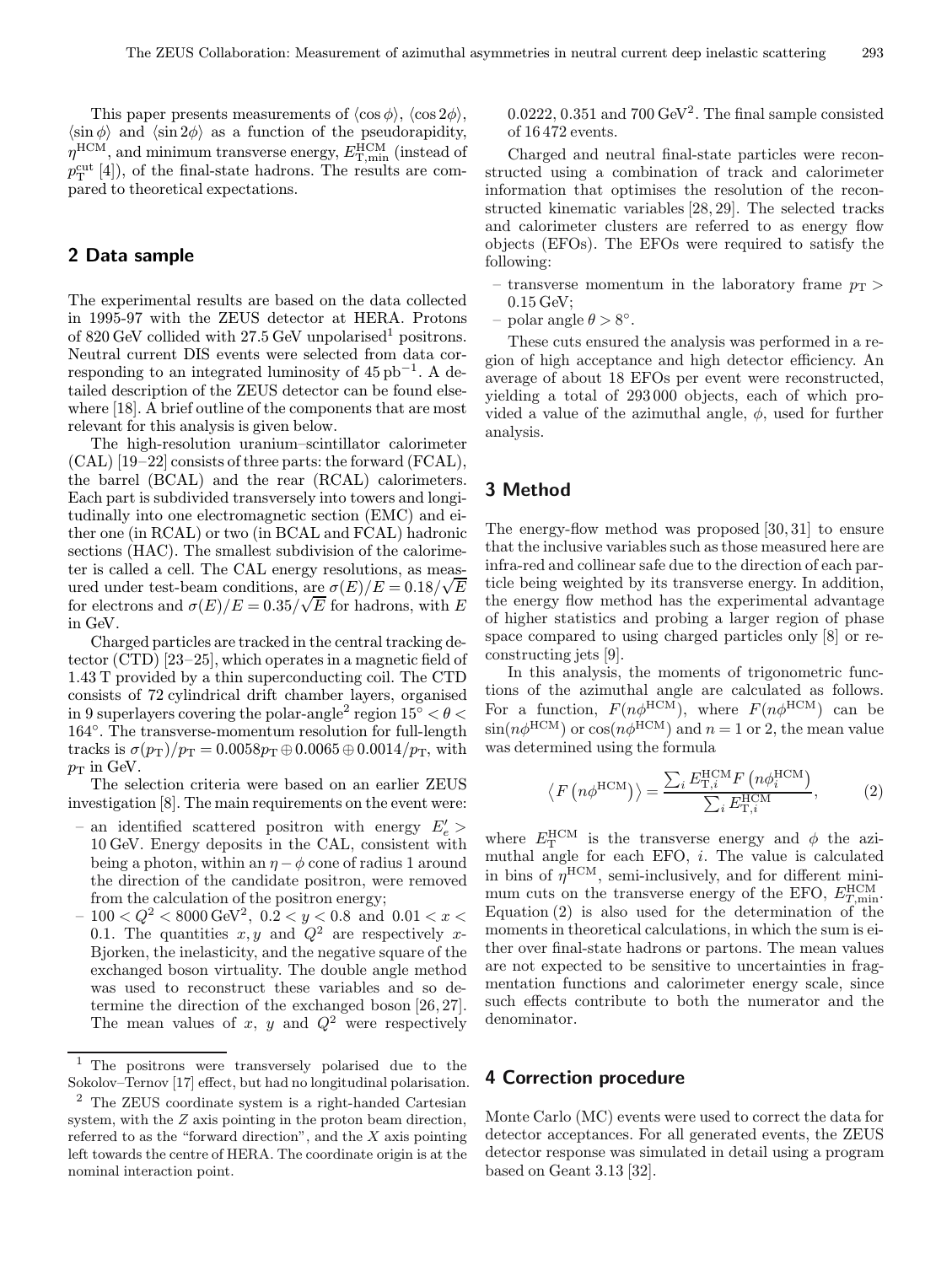This paper presents measurements of $\langle\cos\phi\rangle$, $\langle\cos 2\phi\rangle$, $\langle\sin\phi\rangle$ and $\langle\sin 2\phi\rangle$ as a function of the pseudorapidity, $\eta^{\rm HCM}$, and minimum transverse energy, $E^{\rm HCM}_{\rm T,min}$ (instead of $p^{\rm cut}_{\rm T}$ [4]), of the final-state hadrons. The results are compared to theoretical expectations.

## 2 Data sample

The experimental results are based on the data collected in 1995-97 with the ZEUS detector at HERA. Protons of 820 GeV collided with 27.5 GeV unpolarised[1] positrons. Neutral current DIS events were selected from data corresponding to an integrated luminosity of 45 pb$^{-1}$. A detailed description of the ZEUS detector can be found elsewhere [18]. A brief outline of the components that are most relevant for this analysis is given below.

The high-resolution uranium–scintillator calorimeter (CAL) [19–22] consists of three parts: the forward (FCAL), the barrel (BCAL) and the rear (RCAL) calorimeters. Each part is subdivided transversely into towers and longitudinally into one electromagnetic section (EMC) and either one (in RCAL) or two (in BCAL and FCAL) hadronic sections (HAC). The smallest subdivision of the calorimeter is called a cell. The CAL energy resolutions, as measured under test-beam conditions, are $\sigma(E)/E = 0.18/\sqrt{E}$ for electrons and $\sigma(E)/E = 0.35/\sqrt{E}$ for hadrons, with $E$ in GeV.

Charged particles are tracked in the central tracking detector (CTD) [23–25], which operates in a magnetic field of 1.43 T provided by a thin superconducting coil. The CTD consists of 72 cylindrical drift chamber layers, organised in 9 superlayers covering the polar-angle[2] region $15^\circ < \theta < 164^\circ$. The transverse-momentum resolution for full-length tracks is $\sigma(p_{\rm T})/p_{\rm T} = 0.0058 p_{\rm T} \oplus 0.0065 \oplus 0.0014/p_{\rm T}$, with $p_{\rm T}$ in GeV.

The selection criteria were based on an earlier ZEUS investigation [8]. The main requirements on the event were:

- an identified scattered positron with energy $E'_e > 10$ GeV. Energy deposits in the CAL, consistent with being a photon, within an $\eta - \phi$ cone of radius 1 around the direction of the candidate positron, were removed from the calculation of the positron energy;
- $100 < Q^2 < 8000\,{\rm GeV}^2$, $0.2 < y < 0.8$ and $0.01 < x < 0.1$. The quantities $x, y$ and $Q^2$ are respectively $x$-Bjorken, the inelasticity, and the negative square of the exchanged boson virtuality. The double angle method was used to reconstruct these variables and so determine the direction of the exchanged boson [26, 27]. The mean values of $x$, $y$ and $Q^2$ were respectively 0.0222, 0.351 and 700 GeV$^2$. The final sample consisted of 16 472 events.

Charged and neutral final-state particles were reconstructed using a combination of track and calorimeter information that optimises the resolution of the reconstructed kinematic variables [28, 29]. The selected tracks and calorimeter clusters are referred to as energy flow objects (EFOs). The EFOs were required to satisfy the following:

- transverse momentum in the laboratory frame $p_{\rm T} > 0.15$ GeV;
- polar angle $\theta > 8^\circ$.

These cuts ensured the analysis was performed in a region of high acceptance and high detector efficiency. An average of about 18 EFOs per event were reconstructed, yielding a total of 293 000 objects, each of which provided a value of the azimuthal angle, $\phi$, used for further analysis.

## 3 Method

The energy-flow method was proposed [30, 31] to ensure that the inclusive variables such as those measured here are infra-red and collinear safe due to the direction of each particle being weighted by its transverse energy. In addition, the energy flow method has the experimental advantage of higher statistics and probing a larger region of phase space compared to using charged particles only [8] or reconstructing jets [9].

In this analysis, the moments of trigonometric functions of the azimuthal angle are calculated as follows. For a function, $F(n\phi^{\rm HCM})$, where $F(n\phi^{\rm HCM})$ can be $\sin(n\phi^{\rm HCM})$ or $\cos(n\phi^{\rm HCM})$ and $n = 1$ or 2, the mean value was determined using the formula

$$\left\langle F\left(n\phi^{\rm HCM}\right)\right\rangle = \frac{\sum_i E^{\rm HCM}_{{\rm T},i} F\left(n\phi^{\rm HCM}_i\right)}{\sum_i E^{\rm HCM}_{{\rm T},i}}, \qquad (2)$$

where $E^{\rm HCM}_{\rm T}$ is the transverse energy and $\phi$ the azimuthal angle for each EFO, $i$. The value is calculated in bins of $\eta^{\rm HCM}$, semi-inclusively, and for different minimum cuts on the transverse energy of the EFO, $E^{\rm HCM}_{T,\rm min}$. Equation (2) is also used for the determination of the moments in theoretical calculations, in which the sum is either over final-state hadrons or partons. The mean values are not expected to be sensitive to uncertainties in fragmentation functions and calorimeter energy scale, since such effects contribute to both the numerator and the denominator.

## 4 Correction procedure

Monte Carlo (MC) events were used to correct the data for detector acceptances. For all generated events, the ZEUS detector response was simulated in detail using a program based on Geant 3.13 [32].

[1] The positrons were transversely polarised due to the Sokolov–Ternov [17] effect, but had no longitudinal polarisation.

[2] The ZEUS coordinate system is a right-handed Cartesian system, with the $Z$ axis pointing in the proton beam direction, referred to as the "forward direction", and the $X$ axis pointing left towards the centre of HERA. The coordinate origin is at the nominal interaction point.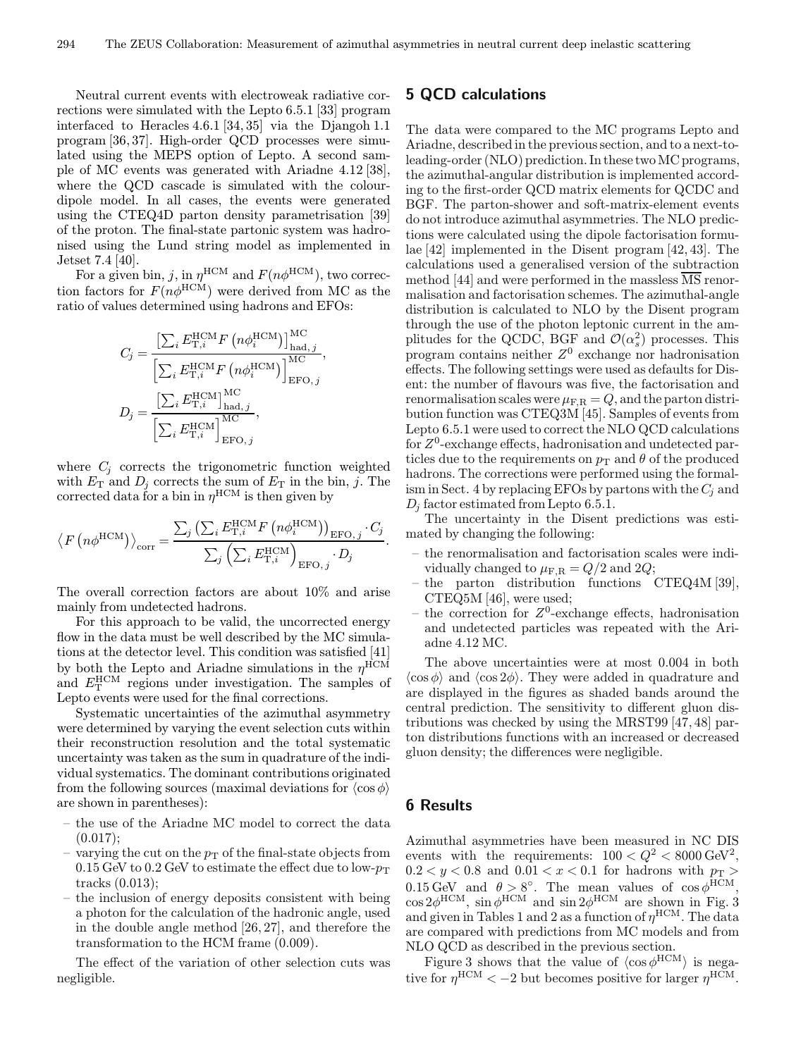Neutral current events with electroweak radiative corrections were simulated with the Lepto 6.5.1 [33] program interfaced to Heracles 4.6.1 [34, 35] via the Djangoh 1.1 program [36, 37]. High-order QCD processes were simulated using the MEPS option of Lepto. A second sample of MC events was generated with Ariadne 4.12 [38], where the QCD cascade is simulated with the colour-dipole model. In all cases, the events were generated using the CTEQ4D parton density parametrisation [39] of the proton. The final-state partonic system was hadronised using the Lund string model as implemented in Jetset 7.4 [40].

For a given bin, $j$, in $\eta^{\rm HCM}$ and $F(n\phi^{\rm HCM})$, two correction factors for $F(n\phi^{\rm HCM})$ were derived from MC as the ratio of values determined using hadrons and EFOs:

$$C_j = \frac{\left[\sum_i E_{{\rm T},i}^{\rm HCM} F\left(n\phi_i^{\rm HCM}\right)\right]_{{\rm had},\,j}^{\rm MC}}{\left[\sum_i E_{{\rm T},i}^{\rm HCM} F\left(n\phi_i^{\rm HCM}\right)\right]_{{\rm EFO},\,j}^{\rm MC}},$$

$$D_j = \frac{\left[\sum_i E_{{\rm T},i}^{\rm HCM}\right]_{{\rm had},\,j}^{\rm MC}}{\left[\sum_i E_{{\rm T},i}^{\rm HCM}\right]_{{\rm EFO},\,j}^{\rm MC}},$$

where $C_j$ corrects the trigonometric function weighted with $E_{\rm T}$ and $D_j$ corrects the sum of $E_{\rm T}$ in the bin, $j$. The corrected data for a bin in $\eta^{\rm HCM}$ is then given by

$$\left\langle F\left(n\phi^{\rm HCM}\right)\right\rangle_{\rm corr} = \frac{\sum_j \left(\sum_i E_{{\rm T},i}^{\rm HCM} F\left(n\phi_i^{\rm HCM}\right)\right)_{{\rm EFO},\,j} \cdot C_j}{\sum_j \left(\sum_i E_{{\rm T},i}^{\rm HCM}\right)_{{\rm EFO},\,j} \cdot D_j}.$$

The overall correction factors are about 10% and arise mainly from undetected hadrons.

For this approach to be valid, the uncorrected energy flow in the data must be well described by the MC simulations at the detector level. This condition was satisfied [41] by both the Lepto and Ariadne simulations in the $\eta^{\rm HCM}$ and $E_{\rm T}^{\rm HCM}$ regions under investigation. The samples of Lepto events were used for the final corrections.

Systematic uncertainties of the azimuthal asymmetry were determined by varying the event selection cuts within their reconstruction resolution and the total systematic uncertainty was taken as the sum in quadrature of the individual systematics. The dominant contributions originated from the following sources (maximal deviations for $\langle\cos\phi\rangle$ are shown in parentheses):

- the use of the Ariadne MC model to correct the data (0.017);
- varying the cut on the $p_{\rm T}$ of the final-state objects from 0.15 GeV to 0.2 GeV to estimate the effect due to low-$p_{\rm T}$ tracks (0.013);
- the inclusion of energy deposits consistent with being a photon for the calculation of the hadronic angle, used in the double angle method [26, 27], and therefore the transformation to the HCM frame (0.009).

The effect of the variation of other selection cuts was negligible.

## 5 QCD calculations

The data were compared to the MC programs Lepto and Ariadne, described in the previous section, and to a next-to-leading-order (NLO) prediction. In these two MC programs, the azimuthal-angular distribution is implemented according to the first-order QCD matrix elements for QCDC and BGF. The parton-shower and soft-matrix-element events do not introduce azimuthal asymmetries. The NLO predictions were calculated using the dipole factorisation formulae [42] implemented in the Disent program [42, 43]. The calculations used a generalised version of the subtraction method [44] and were performed in the massless $\overline{\rm MS}$ renormalisation and factorisation schemes. The azimuthal-angle distribution is calculated to NLO by the Disent program through the use of the photon leptonic current in the amplitudes for the QCDC, BGF and $\mathcal{O}(\alpha_s^2)$ processes. This program contains neither $Z^0$ exchange nor hadronisation effects. The following settings were used as defaults for Disent: the number of flavours was five, the factorisation and renormalisation scales were $\mu_{\rm F,R} = Q$, and the parton distribution function was CTEQ3M [45]. Samples of events from Lepto 6.5.1 were used to correct the NLO QCD calculations for $Z^0$-exchange effects, hadronisation and undetected particles due to the requirements on $p_{\rm T}$ and $\theta$ of the produced hadrons. The corrections were performed using the formalism in Sect. 4 by replacing EFOs by partons with the $C_j$ and $D_j$ factor estimated from Lepto 6.5.1.

The uncertainty in the Disent predictions was estimated by changing the following:

- the renormalisation and factorisation scales were individually changed to $\mu_{\rm F,R} = Q/2$ and $2Q$;
- the parton distribution functions CTEQ4M [39], CTEQ5M [46], were used;
- the correction for $Z^0$-exchange effects, hadronisation and undetected particles was repeated with the Ariadne 4.12 MC.

The above uncertainties were at most 0.004 in both $\langle\cos\phi\rangle$ and $\langle\cos 2\phi\rangle$. They were added in quadrature and are displayed in the figures as shaded bands around the central prediction. The sensitivity to different gluon distributions was checked by using the MRST99 [47, 48] parton distributions functions with an increased or decreased gluon density; the differences were negligible.

## 6 Results

Azimuthal asymmetries have been measured in NC DIS events with the requirements: $100 < Q^2 < 8000\,{\rm GeV}^2$, $0.2 < y < 0.8$ and $0.01 < x < 0.1$ for hadrons with $p_{\rm T} > 0.15\,{\rm GeV}$ and $\theta > 8^\circ$. The mean values of $\cos\phi^{\rm HCM}$, $\cos 2\phi^{\rm HCM}$, $\sin\phi^{\rm HCM}$ and $\sin 2\phi^{\rm HCM}$ are shown in Fig. 3 and given in Tables 1 and 2 as a function of $\eta^{\rm HCM}$. The data are compared with predictions from MC models and from NLO QCD as described in the previous section.

Figure 3 shows that the value of $\langle\cos\phi^{\rm HCM}\rangle$ is negative for $\eta^{\rm HCM} < -2$ but becomes positive for larger $\eta^{\rm HCM}$.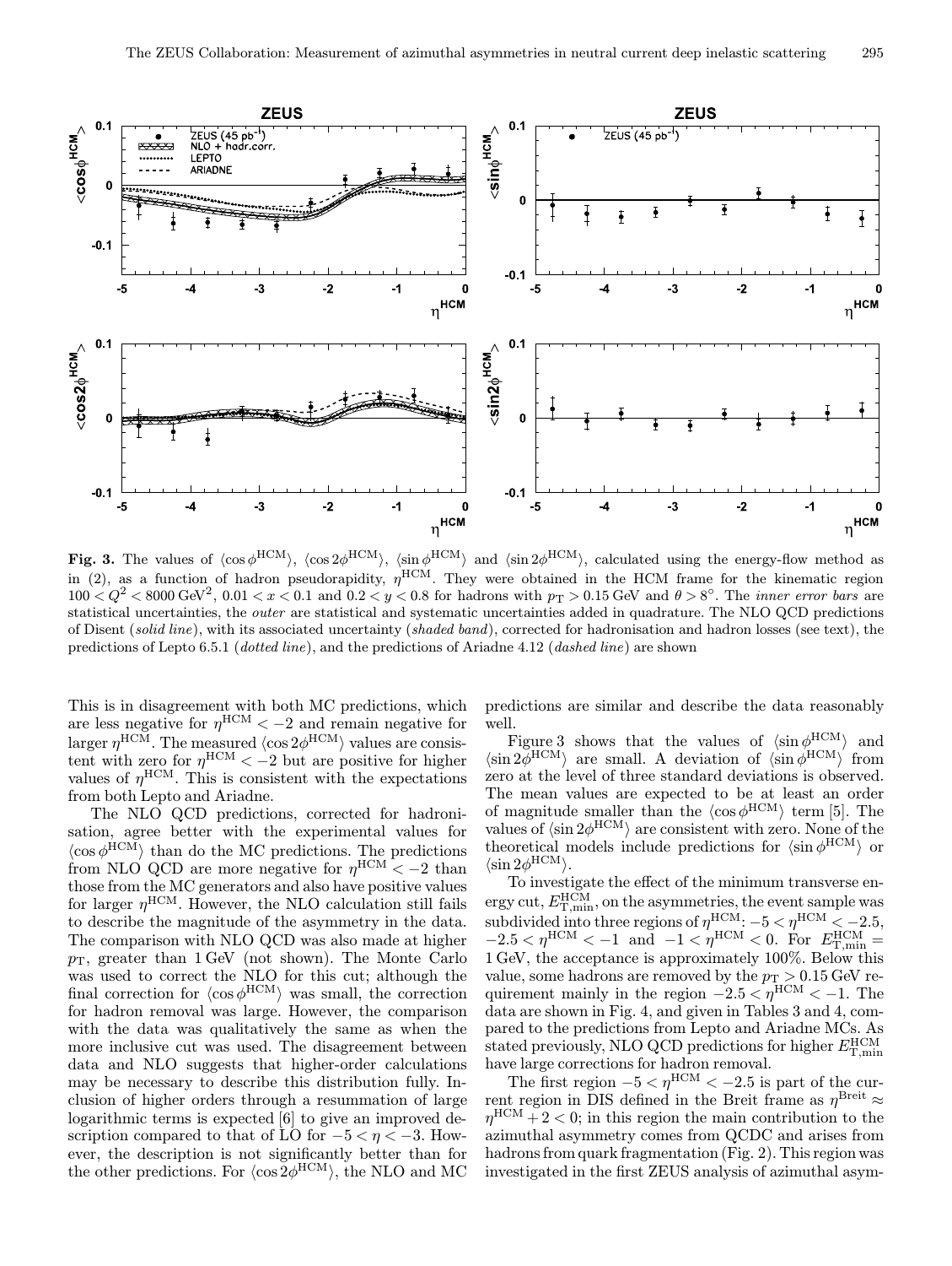**Fig. 3.** The values of $\langle \cos\phi^{\mathrm{HCM}} \rangle$, $\langle \cos 2\phi^{\mathrm{HCM}} \rangle$, $\langle \sin\phi^{\mathrm{HCM}} \rangle$ and $\langle \sin 2\phi^{\mathrm{HCM}} \rangle$, calculated using the energy-flow method as in (2), as a function of hadron pseudorapidity, $\eta^{\mathrm{HCM}}$. They were obtained in the HCM frame for the kinematic region $100 < Q^2 < 8000\,\mathrm{GeV}^2$, $0.01 < x < 0.1$ and $0.2 < y < 0.8$ for hadrons with $p_\mathrm{T} > 0.15\,\mathrm{GeV}$ and $\theta > 8^\circ$. The *inner error bars* are statistical uncertainties, the *outer* are statistical and systematic uncertainties added in quadrature. The NLO QCD predictions of Disent (*solid line*), with its associated uncertainty (*shaded band*), corrected for hadronisation and hadron losses (see text), the predictions of Lepto 6.5.1 (*dotted line*), and the predictions of Ariadne 4.12 (*dashed line*) are shown

This is in disagreement with both MC predictions, which are less negative for $\eta^{\mathrm{HCM}} < -2$ and remain negative for larger $\eta^{\mathrm{HCM}}$. The measured $\langle \cos 2\phi^{\mathrm{HCM}} \rangle$ values are consistent with zero for $\eta^{\mathrm{HCM}} < -2$ but are positive for higher values of $\eta^{\mathrm{HCM}}$. This is consistent with the expectations from both Lepto and Ariadne.

The NLO QCD predictions, corrected for hadronisation, agree better with the experimental values for $\langle \cos\phi^{\mathrm{HCM}} \rangle$ than do the MC predictions. The predictions from NLO QCD are more negative for $\eta^{\mathrm{HCM}} < -2$ than those from the MC generators and also have positive values for larger $\eta^{\mathrm{HCM}}$. However, the NLO calculation still fails to describe the magnitude of the asymmetry in the data. The comparison with NLO QCD was also made at higher $p_\mathrm{T}$, greater than 1 GeV (not shown). The Monte Carlo was used to correct the NLO for this cut; although the final correction for $\langle \cos\phi^{\mathrm{HCM}} \rangle$ was small, the correction for hadron removal was large. However, the comparison with the data was qualitatively the same as when the more inclusive cut was used. The disagreement between data and NLO suggests that higher-order calculations may be necessary to describe this distribution fully. Inclusion of higher orders through a resummation of large logarithmic terms is expected [6] to give an improved description compared to that of LO for $-5 < \eta < -3$. However, the description is not significantly better than for the other predictions. For $\langle \cos 2\phi^{\mathrm{HCM}} \rangle$, the NLO and MC predictions are similar and describe the data reasonably well.

Figure 3 shows that the values of $\langle \sin\phi^{\mathrm{HCM}} \rangle$ and $\langle \sin 2\phi^{\mathrm{HCM}} \rangle$ are small. A deviation of $\langle \sin\phi^{\mathrm{HCM}} \rangle$ from zero at the level of three standard deviations is observed. The mean values are expected to be at least an order of magnitude smaller than the $\langle \cos\phi^{\mathrm{HCM}} \rangle$ term [5]. The values of $\langle \sin 2\phi^{\mathrm{HCM}} \rangle$ are consistent with zero. None of the theoretical models include predictions for $\langle \sin\phi^{\mathrm{HCM}} \rangle$ or $\langle \sin 2\phi^{\mathrm{HCM}} \rangle$.

To investigate the effect of the minimum transverse energy cut, $E_{\mathrm{T,min}}^{\mathrm{HCM}}$, on the asymmetries, the event sample was subdivided into three regions of $\eta^{\mathrm{HCM}}$: $-5 < \eta^{\mathrm{HCM}} < -2.5$, $-2.5 < \eta^{\mathrm{HCM}} < -1$ and $-1 < \eta^{\mathrm{HCM}} < 0$. For $E_{\mathrm{T,min}}^{\mathrm{HCM}} = 1\,\mathrm{GeV}$, the acceptance is approximately 100%. Below this value, some hadrons are removed by the $p_\mathrm{T} > 0.15\,\mathrm{GeV}$ requirement mainly in the region $-2.5 < \eta^{\mathrm{HCM}} < -1$. The data are shown in Fig. 4, and given in Tables 3 and 4, compared to the predictions from Lepto and Ariadne MCs. As stated previously, NLO QCD predictions for higher $E_{\mathrm{T,min}}^{\mathrm{HCM}}$ have large corrections for hadron removal.

The first region $-5 < \eta^{\mathrm{HCM}} < -2.5$ is part of the current region in DIS defined in the Breit frame as $\eta^{\mathrm{Breit}} \approx \eta^{\mathrm{HCM}} + 2 < 0$; in this region the main contribution to the azimuthal asymmetry comes from QCDC and arises from hadrons from quark fragmentation (Fig. 2). This region was investigated in the first ZEUS analysis of azimuthal asym-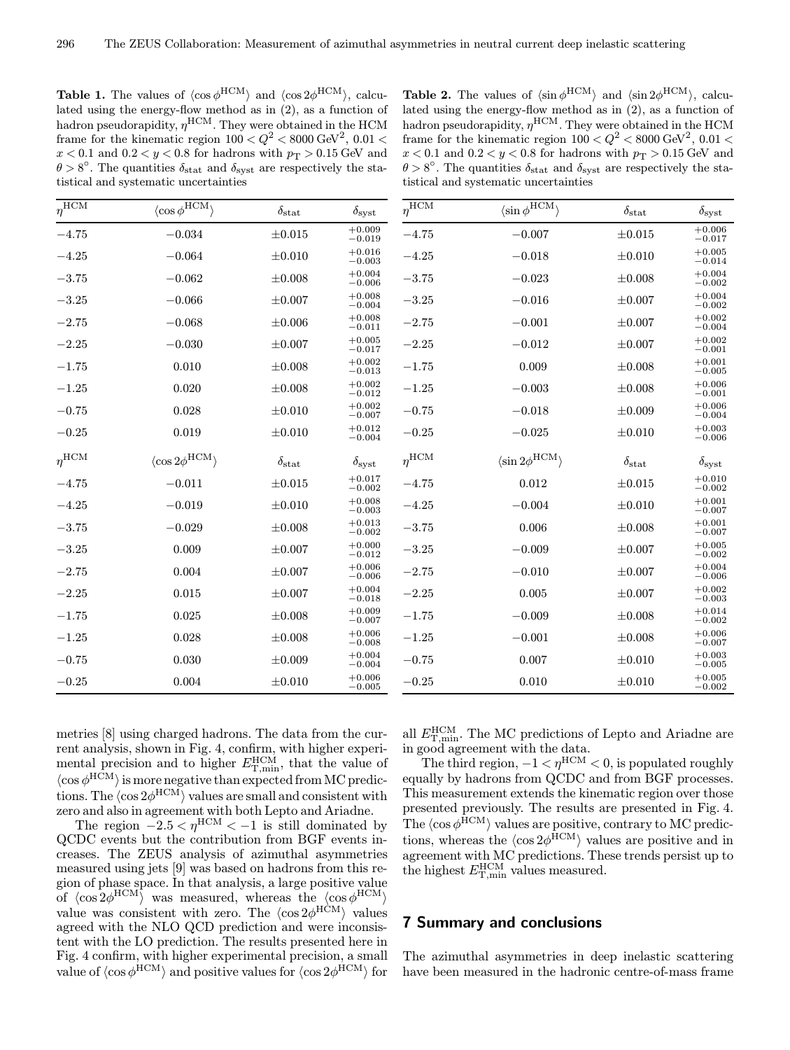**Table 1.** The values of $\langle\cos\phi^{\rm HCM}\rangle$ and $\langle\cos 2\phi^{\rm HCM}\rangle$, calculated using the energy-flow method as in (2), as a function of hadron pseudorapidity, $\eta^{\rm HCM}$. They were obtained in the HCM frame for the kinematic region $100 < Q^2 < 8000\,{\rm GeV}^2$, $0.01 < x < 0.1$ and $0.2 < y < 0.8$ for hadrons with $p_{\rm T} > 0.15$ GeV and $\theta > 8^\circ$. The quantities $\delta_{\rm stat}$ and $\delta_{\rm syst}$ are respectively the statistical and systematic uncertainties

| $\eta^{\rm HCM}$ | $\langle\cos\phi^{\rm HCM}\rangle$ | $\delta_{\rm stat}$ | $\delta_{\rm syst}$ |
|---|---|---|---|
| $-4.75$ | $-0.034$ | $\pm0.015$ | $^{+0.009}_{-0.019}$ |
| $-4.25$ | $-0.064$ | $\pm0.010$ | $^{+0.016}_{-0.003}$ |
| $-3.75$ | $-0.062$ | $\pm0.008$ | $^{+0.004}_{-0.006}$ |
| $-3.25$ | $-0.066$ | $\pm0.007$ | $^{+0.008}_{-0.004}$ |
| $-2.75$ | $-0.068$ | $\pm0.006$ | $^{+0.008}_{-0.011}$ |
| $-2.25$ | $-0.030$ | $\pm0.007$ | $^{+0.005}_{-0.017}$ |
| $-1.75$ | $0.010$ | $\pm0.008$ | $^{+0.002}_{-0.013}$ |
| $-1.25$ | $0.020$ | $\pm0.008$ | $^{+0.002}_{-0.012}$ |
| $-0.75$ | $0.028$ | $\pm0.010$ | $^{+0.002}_{-0.007}$ |
| $-0.25$ | $0.019$ | $\pm0.010$ | $^{+0.012}_{-0.004}$ |
| $\eta^{\rm HCM}$ | $\langle\cos 2\phi^{\rm HCM}\rangle$ | $\delta_{\rm stat}$ | $\delta_{\rm syst}$ |
| $-4.75$ | $-0.011$ | $\pm0.015$ | $^{+0.017}_{-0.002}$ |
| $-4.25$ | $-0.019$ | $\pm0.010$ | $^{+0.008}_{-0.003}$ |
| $-3.75$ | $-0.029$ | $\pm0.008$ | $^{+0.013}_{-0.002}$ |
| $-3.25$ | $0.009$ | $\pm0.007$ | $^{+0.000}_{-0.012}$ |
| $-2.75$ | $0.004$ | $\pm0.007$ | $^{+0.006}_{-0.006}$ |
| $-2.25$ | $0.015$ | $\pm0.007$ | $^{+0.004}_{-0.018}$ |
| $-1.75$ | $0.025$ | $\pm0.008$ | $^{+0.009}_{-0.007}$ |
| $-1.25$ | $0.028$ | $\pm0.008$ | $^{+0.006}_{-0.008}$ |
| $-0.75$ | $0.030$ | $\pm0.009$ | $^{+0.004}_{-0.004}$ |
| $-0.25$ | $0.004$ | $\pm0.010$ | $^{+0.006}_{-0.005}$ |

**Table 2.** The values of $\langle\sin\phi^{\rm HCM}\rangle$ and $\langle\sin 2\phi^{\rm HCM}\rangle$, calculated using the energy-flow method as in (2), as a function of hadron pseudorapidity, $\eta^{\rm HCM}$. They were obtained in the HCM frame for the kinematic region $100 < Q^2 < 8000\,{\rm GeV}^2$, $0.01 < x < 0.1$ and $0.2 < y < 0.8$ for hadrons with $p_{\rm T} > 0.15$ GeV and $\theta > 8^\circ$. The quantities $\delta_{\rm stat}$ and $\delta_{\rm syst}$ are respectively the statistical and systematic uncertainties

| $\eta^{\rm HCM}$ | $\langle\sin\phi^{\rm HCM}\rangle$ | $\delta_{\rm stat}$ | $\delta_{\rm syst}$ |
|---|---|---|---|
| $-4.75$ | $-0.007$ | $\pm0.015$ | $^{+0.006}_{-0.017}$ |
| $-4.25$ | $-0.018$ | $\pm0.010$ | $^{+0.005}_{-0.014}$ |
| $-3.75$ | $-0.023$ | $\pm0.008$ | $^{+0.004}_{-0.002}$ |
| $-3.25$ | $-0.016$ | $\pm0.007$ | $^{+0.004}_{-0.002}$ |
| $-2.75$ | $-0.001$ | $\pm0.007$ | $^{+0.002}_{-0.004}$ |
| $-2.25$ | $-0.012$ | $\pm0.007$ | $^{+0.002}_{-0.001}$ |
| $-1.75$ | $0.009$ | $\pm0.008$ | $^{+0.001}_{-0.005}$ |
| $-1.25$ | $-0.003$ | $\pm0.008$ | $^{+0.006}_{-0.001}$ |
| $-0.75$ | $-0.018$ | $\pm0.009$ | $^{+0.006}_{-0.004}$ |
| $-0.25$ | $-0.025$ | $\pm0.010$ | $^{+0.003}_{-0.006}$ |
| $\eta^{\rm HCM}$ | $\langle\sin 2\phi^{\rm HCM}\rangle$ | $\delta_{\rm stat}$ | $\delta_{\rm syst}$ |
| $-4.75$ | $0.012$ | $\pm0.015$ | $^{+0.010}_{-0.002}$ |
| $-4.25$ | $-0.004$ | $\pm0.010$ | $^{+0.001}_{-0.007}$ |
| $-3.75$ | $0.006$ | $\pm0.008$ | $^{+0.001}_{-0.007}$ |
| $-3.25$ | $-0.009$ | $\pm0.007$ | $^{+0.005}_{-0.002}$ |
| $-2.75$ | $-0.010$ | $\pm0.007$ | $^{+0.004}_{-0.006}$ |
| $-2.25$ | $0.005$ | $\pm0.007$ | $^{+0.002}_{-0.003}$ |
| $-1.75$ | $-0.009$ | $\pm0.008$ | $^{+0.014}_{-0.002}$ |
| $-1.25$ | $-0.001$ | $\pm0.008$ | $^{+0.006}_{-0.007}$ |
| $-0.75$ | $0.007$ | $\pm0.010$ | $^{+0.003}_{-0.005}$ |
| $-0.25$ | $0.010$ | $\pm0.010$ | $^{+0.005}_{-0.002}$ |

metries [8] using charged hadrons. The data from the current analysis, shown in Fig. 4, confirm, with higher experimental precision and to higher $E_{\rm T,min}^{\rm HCM}$, that the value of $\langle\cos\phi^{\rm HCM}\rangle$ is more negative than expected from MC predictions. The $\langle\cos 2\phi^{\rm HCM}\rangle$ values are small and consistent with zero and also in agreement with both Lepto and Ariadne.

The region $-2.5 < \eta^{\rm HCM} < -1$ is still dominated by QCDC events but the contribution from BGF events increases. The ZEUS analysis of azimuthal asymmetries measured using jets [9] was based on hadrons from this region of phase space. In that analysis, a large positive value of $\langle\cos 2\phi^{\rm HCM}\rangle$ was measured, whereas the $\langle\cos\phi^{\rm HCM}\rangle$ value was consistent with zero. The $\langle\cos 2\phi^{\rm HCM}\rangle$ values agreed with the NLO QCD prediction and were inconsistent with the LO prediction. The results presented here in Fig. 4 confirm, with higher experimental precision, a small value of $\langle\cos\phi^{\rm HCM}\rangle$ and positive values for $\langle\cos 2\phi^{\rm HCM}\rangle$ for all $E_{\rm T,min}^{\rm HCM}$. The MC predictions of Lepto and Ariadne are in good agreement with the data.

The third region, $-1 < \eta^{\rm HCM} < 0$, is populated roughly equally by hadrons from QCDC and from BGF processes. This measurement extends the kinematic region over those presented previously. The results are presented in Fig. 4. The $\langle\cos\phi^{\rm HCM}\rangle$ values are positive, contrary to MC predictions, whereas the $\langle\cos 2\phi^{\rm HCM}\rangle$ values are positive and in agreement with MC predictions. These trends persist up to the highest $E_{\rm T,min}^{\rm HCM}$ values measured.

## 7 Summary and conclusions

The azimuthal asymmetries in deep inelastic scattering have been measured in the hadronic centre-of-mass frame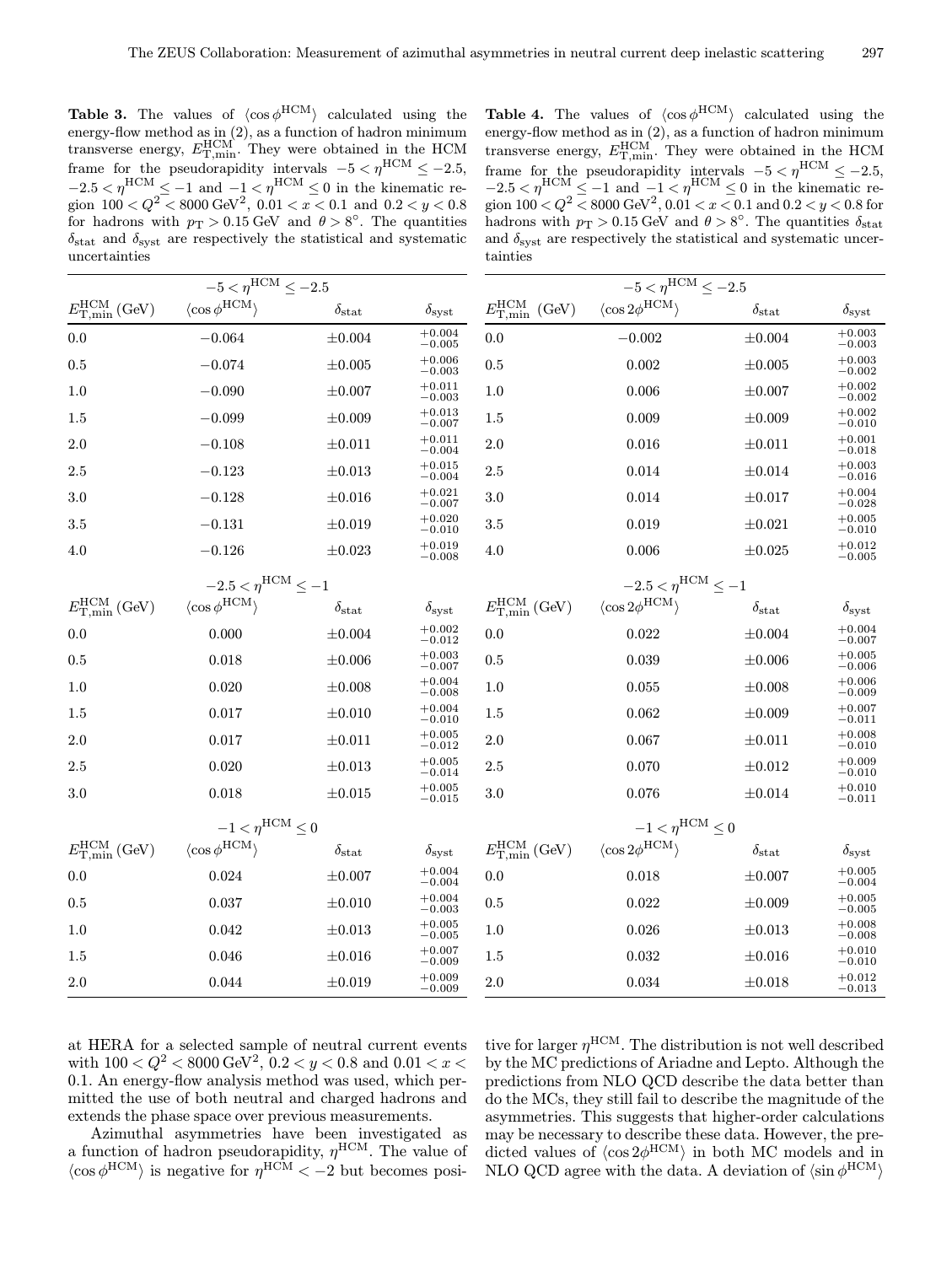**Table 3.** The values of $\langle \cos\phi^{\rm HCM} \rangle$ calculated using the energy-flow method as in (2), as a function of hadron minimum transverse energy, $E_{\rm T,min}^{\rm HCM}$. They were obtained in the HCM frame for the pseudorapidity intervals $-5 < \eta^{\rm HCM} \leq -2.5$, $-2.5 < \eta^{\rm HCM} \leq -1$ and $-1 < \eta^{\rm HCM} \leq 0$ in the kinematic region $100 < Q^2 < 8000\,{\rm GeV}^2$, $0.01 < x < 0.1$ and $0.2 < y < 0.8$ for hadrons with $p_{\rm T} > 0.15$ GeV and $\theta > 8^\circ$. The quantities $\delta_{\rm stat}$ and $\delta_{\rm syst}$ are respectively the statistical and systematic uncertainties

| $-5 < \eta^{\rm HCM} \leq -2.5$ | | | |
|---|---|---|---|
| $E_{\rm T,min}^{\rm HCM}$ (GeV) | $\langle \cos\phi^{\rm HCM} \rangle$ | $\delta_{\rm stat}$ | $\delta_{\rm syst}$ |
| 0.0 | −0.064 | ±0.004 | $^{+0.004}_{-0.005}$ |
| 0.5 | −0.074 | ±0.005 | $^{+0.006}_{-0.003}$ |
| 1.0 | −0.090 | ±0.007 | $^{+0.011}_{-0.003}$ |
| 1.5 | −0.099 | ±0.009 | $^{+0.013}_{-0.007}$ |
| 2.0 | −0.108 | ±0.011 | $^{+0.011}_{-0.004}$ |
| 2.5 | −0.123 | ±0.013 | $^{+0.015}_{-0.004}$ |
| 3.0 | −0.128 | ±0.016 | $^{+0.021}_{-0.007}$ |
| 3.5 | −0.131 | ±0.019 | $^{+0.020}_{-0.010}$ |
| 4.0 | −0.126 | ±0.023 | $^{+0.019}_{-0.008}$ |
| $-2.5 < \eta^{\rm HCM} \leq -1$ | | | |
| $E_{\rm T,min}^{\rm HCM}$ (GeV) | $\langle \cos\phi^{\rm HCM} \rangle$ | $\delta_{\rm stat}$ | $\delta_{\rm syst}$ |
| 0.0 | 0.000 | ±0.004 | $^{+0.002}_{-0.012}$ |
| 0.5 | 0.018 | ±0.006 | $^{+0.003}_{-0.007}$ |
| 1.0 | 0.020 | ±0.008 | $^{+0.004}_{-0.008}$ |
| 1.5 | 0.017 | ±0.010 | $^{+0.004}_{-0.010}$ |
| 2.0 | 0.017 | ±0.011 | $^{+0.005}_{-0.012}$ |
| 2.5 | 0.020 | ±0.013 | $^{+0.005}_{-0.014}$ |
| 3.0 | 0.018 | ±0.015 | $^{+0.005}_{-0.015}$ |
| $-1 < \eta^{\rm HCM} \leq 0$ | | | |
| $E_{\rm T,min}^{\rm HCM}$ (GeV) | $\langle \cos\phi^{\rm HCM} \rangle$ | $\delta_{\rm stat}$ | $\delta_{\rm syst}$ |
| 0.0 | 0.024 | ±0.007 | $^{+0.004}_{-0.004}$ |
| 0.5 | 0.037 | ±0.010 | $^{+0.004}_{-0.003}$ |
| 1.0 | 0.042 | ±0.013 | $^{+0.005}_{-0.005}$ |
| 1.5 | 0.046 | ±0.016 | $^{+0.007}_{-0.009}$ |
| 2.0 | 0.044 | ±0.019 | $^{+0.009}_{-0.009}$ |

**Table 4.** The values of $\langle \cos\phi^{\rm HCM} \rangle$ calculated using the energy-flow method as in (2), as a function of hadron minimum transverse energy, $E_{\rm T,min}^{\rm HCM}$. They were obtained in the HCM frame for the pseudorapidity intervals $-5 < \eta^{\rm HCM} \leq -2.5$, $-2.5 < \eta^{\rm HCM} \leq -1$ and $-1 < \eta^{\rm HCM} \leq 0$ in the kinematic region $100 < Q^2 < 8000\,{\rm GeV}^2$, $0.01 < x < 0.1$ and $0.2 < y < 0.8$ for hadrons with $p_{\rm T} > 0.15$ GeV and $\theta > 8^\circ$. The quantities $\delta_{\rm stat}$ and $\delta_{\rm syst}$ are respectively the statistical and systematic uncertainties

| $-5 < \eta^{\rm HCM} \leq -2.5$ | | | |
|---|---|---|---|
| $E_{\rm T,min}^{\rm HCM}$ (GeV) | $\langle \cos 2\phi^{\rm HCM} \rangle$ | $\delta_{\rm stat}$ | $\delta_{\rm syst}$ |
| 0.0 | −0.002 | ±0.004 | $^{+0.003}_{-0.003}$ |
| 0.5 | 0.002 | ±0.005 | $^{+0.003}_{-0.002}$ |
| 1.0 | 0.006 | ±0.007 | $^{+0.002}_{-0.002}$ |
| 1.5 | 0.009 | ±0.009 | $^{+0.002}_{-0.010}$ |
| 2.0 | 0.016 | ±0.011 | $^{+0.001}_{-0.018}$ |
| 2.5 | 0.014 | ±0.014 | $^{+0.003}_{-0.016}$ |
| 3.0 | 0.014 | ±0.017 | $^{+0.004}_{-0.028}$ |
| 3.5 | 0.019 | ±0.021 | $^{+0.005}_{-0.010}$ |
| 4.0 | 0.006 | ±0.025 | $^{+0.012}_{-0.005}$ |
| $-2.5 < \eta^{\rm HCM} \leq -1$ | | | |
| $E_{\rm T,min}^{\rm HCM}$ (GeV) | $\langle \cos 2\phi^{\rm HCM} \rangle$ | $\delta_{\rm stat}$ | $\delta_{\rm syst}$ |
| 0.0 | 0.022 | ±0.004 | $^{+0.004}_{-0.007}$ |
| 0.5 | 0.039 | ±0.006 | $^{+0.005}_{-0.006}$ |
| 1.0 | 0.055 | ±0.008 | $^{+0.006}_{-0.009}$ |
| 1.5 | 0.062 | ±0.009 | $^{+0.007}_{-0.011}$ |
| 2.0 | 0.067 | ±0.011 | $^{+0.008}_{-0.010}$ |
| 2.5 | 0.070 | ±0.012 | $^{+0.009}_{-0.010}$ |
| 3.0 | 0.076 | ±0.014 | $^{+0.010}_{-0.011}$ |
| $-1 < \eta^{\rm HCM} \leq 0$ | | | |
| $E_{\rm T,min}^{\rm HCM}$ (GeV) | $\langle \cos 2\phi^{\rm HCM} \rangle$ | $\delta_{\rm stat}$ | $\delta_{\rm syst}$ |
| 0.0 | 0.018 | ±0.007 | $^{+0.005}_{-0.004}$ |
| 0.5 | 0.022 | ±0.009 | $^{+0.005}_{-0.005}$ |
| 1.0 | 0.026 | ±0.013 | $^{+0.008}_{-0.008}$ |
| 1.5 | 0.032 | ±0.016 | $^{+0.010}_{-0.010}$ |
| 2.0 | 0.034 | ±0.018 | $^{+0.012}_{-0.013}$ |

at HERA for a selected sample of neutral current events with $100 < Q^2 < 8000\,{\rm GeV}^2$, $0.2 < y < 0.8$ and $0.01 < x < 0.1$. An energy-flow analysis method was used, which permitted the use of both neutral and charged hadrons and extends the phase space over previous measurements.

Azimuthal asymmetries have been investigated as a function of hadron pseudorapidity, $\eta^{\rm HCM}$. The value of $\langle \cos\phi^{\rm HCM} \rangle$ is negative for $\eta^{\rm HCM} < -2$ but becomes positive for larger $\eta^{\rm HCM}$. The distribution is not well described by the MC predictions of Ariadne and Lepto. Although the predictions from NLO QCD describe the data better than do the MCs, they still fail to describe the magnitude of the asymmetries. This suggests that higher-order calculations may be necessary to describe these data. However, the predicted values of $\langle \cos 2\phi^{\rm HCM} \rangle$ in both MC models and in NLO QCD agree with the data. A deviation of $\langle \sin\phi^{\rm HCM} \rangle$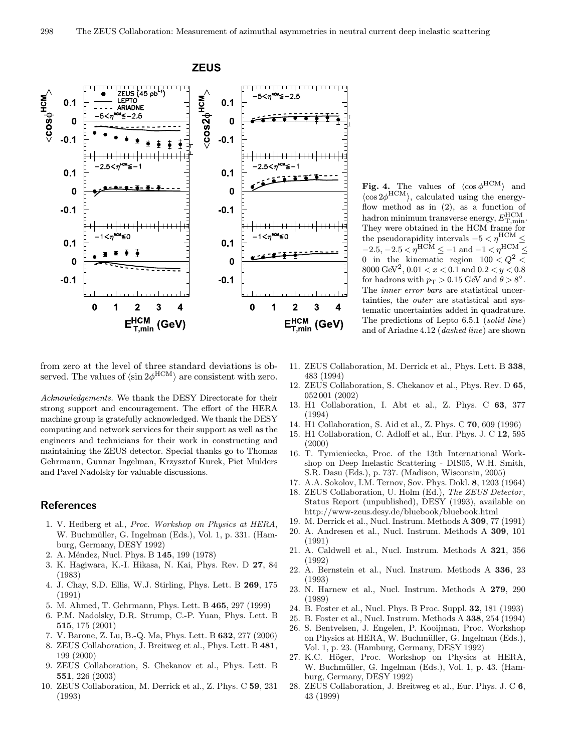**Fig. 4.** The values of $\langle \cos \phi^{\mathrm{HCM}} \rangle$ and $\langle \cos 2\phi^{\mathrm{HCM}} \rangle$, calculated using the energy-flow method as in (2), as a function of hadron minimum transverse energy, $E_{\mathrm{T,min}}^{\mathrm{HCM}}$. They were obtained in the HCM frame for the pseudorapidity intervals $-5 < \eta^{\mathrm{HCM}} \leq -2.5$, $-2.5 < \eta^{\mathrm{HCM}} \leq -1$ and $-1 < \eta^{\mathrm{HCM}} \leq 0$ in the kinematic region $100 < Q^2 < 8000\ \mathrm{GeV}^2$, $0.01 < x < 0.1$ and $0.2 < y < 0.8$ for hadrons with $p_{\mathrm{T}} > 0.15$ GeV and $\theta > 8°$. The *inner error bars* are statistical uncertainties, the *outer* are statistical and systematic uncertainties added in quadrature. The predictions of Lepto 6.5.1 (*solid line*) and of Ariadne 4.12 (*dashed line*) are shown

from zero at the level of three standard deviations is observed. The values of $\langle \sin 2\phi^{\mathrm{HCM}} \rangle$ are consistent with zero.

*Acknowledgements.* We thank the DESY Directorate for their strong support and encouragement. The effort of the HERA machine group is gratefully acknowledged. We thank the DESY computing and network services for their support as well as the engineers and technicians for their work in constructing and maintaining the ZEUS detector. Special thanks go to Thomas Gehrmann, Gunnar Ingelman, Krzysztof Kurek, Piet Mulders and Pavel Nadolsky for valuable discussions.

## References

1. V. Hedberg et al., *Proc. Workshop on Physics at HERA*, W. Buchmüller, G. Ingelman (Eds.), Vol. 1, p. 331. (Hamburg, Germany, DESY 1992)
2. A. Méndez, Nucl. Phys. B **145**, 199 (1978)
3. K. Hagiwara, K.-I. Hikasa, N. Kai, Phys. Rev. D **27**, 84 (1983)
4. J. Chay, S.D. Ellis, W.J. Stirling, Phys. Lett. B **269**, 175 (1991)
5. M. Ahmed, T. Gehrmann, Phys. Lett. B **465**, 297 (1999)
6. P.M. Nadolsky, D.R. Strump, C.-P. Yuan, Phys. Lett. B **515**, 175 (2001)
7. V. Barone, Z. Lu, B.-Q. Ma, Phys. Lett. B **632**, 277 (2006)
8. ZEUS Collaboration, J. Breitweg et al., Phys. Lett. B **481**, 199 (2000)
9. ZEUS Collaboration, S. Chekanov et al., Phys. Lett. B **551**, 226 (2003)
10. ZEUS Collaboration, M. Derrick et al., Z. Phys. C **59**, 231 (1993)
11. ZEUS Collaboration, M. Derrick et al., Phys. Lett. B **338**, 483 (1994)
12. ZEUS Collaboration, S. Chekanov et al., Phys. Rev. D **65**, 052001 (2002)
13. H1 Collaboration, I. Abt et al., Z. Phys. C **63**, 377 (1994)
14. H1 Collaboration, S. Aid et al., Z. Phys. C **70**, 609 (1996)
15. H1 Collaboration, C. Adloff et al., Eur. Phys. J. C **12**, 595 (2000)
16. T. Tymieniecka, Proc. of the 13th International Workshop on Deep Inelastic Scattering - DIS05, W.H. Smith, S.R. Dasu (Eds.), p. 737. (Madison, Wisconsin, 2005)
17. A.A. Sokolov, I.M. Ternov, Sov. Phys. Dokl. **8**, 1203 (1964)
18. ZEUS Collaboration, U. Holm (Ed.), *The ZEUS Detector*, Status Report (unpublished), DESY (1993), available on http://www-zeus.desy.de/bluebook/bluebook.html
19. M. Derrick et al., Nucl. Instrum. Methods A **309**, 77 (1991)
20. A. Andresen et al., Nucl. Instrum. Methods A **309**, 101 (1991)
21. A. Caldwell et al., Nucl. Instrum. Methods A **321**, 356 (1992)
22. A. Bernstein et al., Nucl. Instrum. Methods A **336**, 23 (1993)
23. N. Harnew et al., Nucl. Instrum. Methods A **279**, 290 (1989)
24. B. Foster et al., Nucl. Phys. B Proc. Suppl. **32**, 181 (1993)
25. B. Foster et al., Nucl. Instrum. Methods A **338**, 254 (1994)
26. S. Bentvelsen, J. Engelen, P. Kooijman, Proc. Workshop on Physics at HERA, W. Buchmüller, G. Ingelman (Eds.), Vol. 1, p. 23. (Hamburg, Germany, DESY 1992)
27. K.C. Höger, Proc. Workshop on Physics at HERA, W. Buchmüller, G. Ingelman (Eds.), Vol. 1, p. 43. (Hamburg, Germany, DESY 1992)
28. ZEUS Collaboration, J. Breitweg et al., Eur. Phys. J. C **6**, 43 (1999)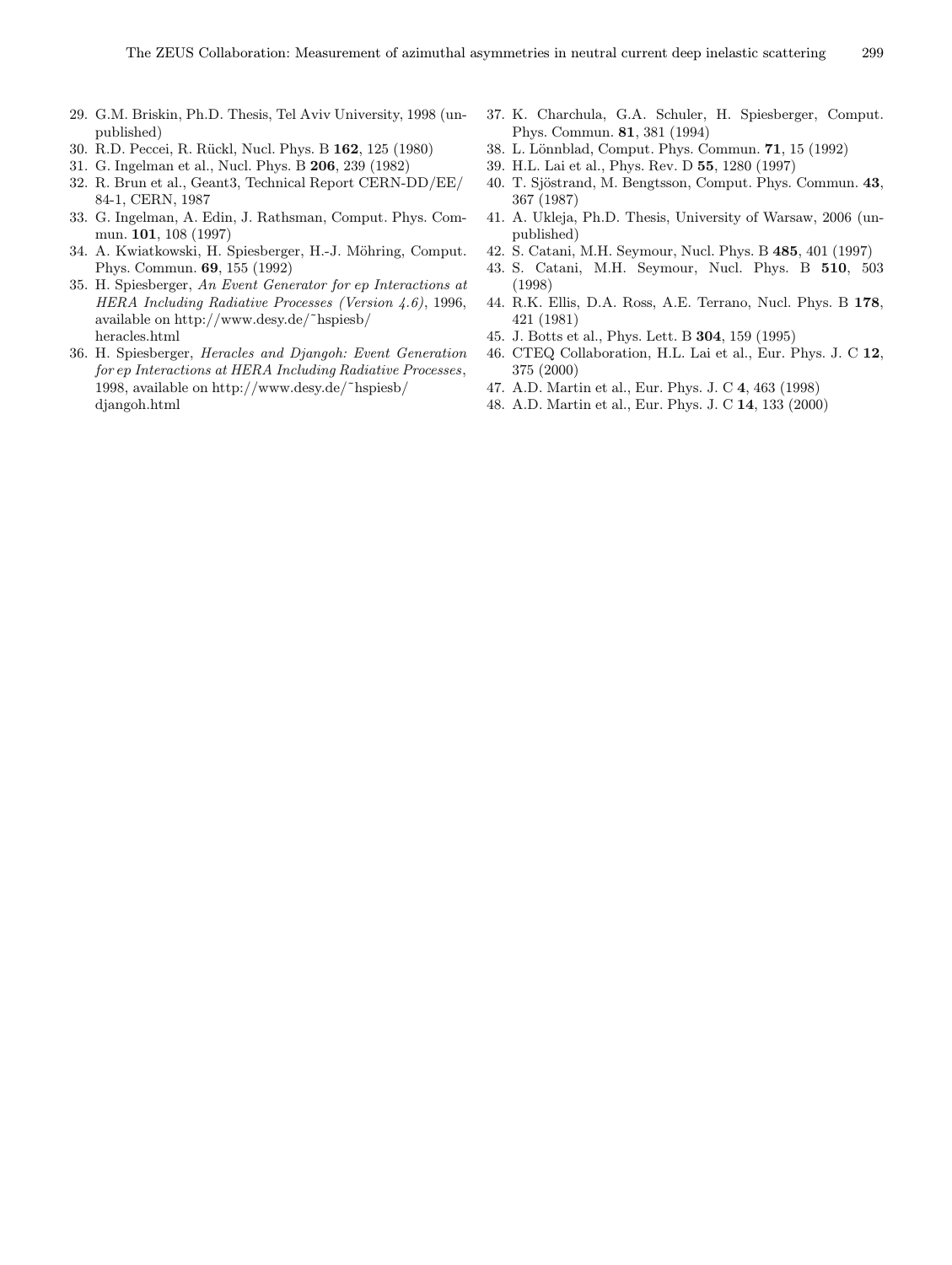29. G.M. Briskin, Ph.D. Thesis, Tel Aviv University, 1998 (unpublished)
30. R.D. Peccei, R. Rückl, Nucl. Phys. B **162**, 125 (1980)
31. G. Ingelman et al., Nucl. Phys. B **206**, 239 (1982)
32. R. Brun et al., Geant3, Technical Report CERN-DD/EE/84-1, CERN, 1987
33. G. Ingelman, A. Edin, J. Rathsman, Comput. Phys. Commun. **101**, 108 (1997)
34. A. Kwiatkowski, H. Spiesberger, H.-J. Möhring, Comput. Phys. Commun. **69**, 155 (1992)
35. H. Spiesberger, *An Event Generator for ep Interactions at HERA Including Radiative Processes (Version 4.6)*, 1996, available on http://www.desy.de/˜hspiesb/heracles.html
36. H. Spiesberger, *Heracles and Djangoh: Event Generation for ep Interactions at HERA Including Radiative Processes*, 1998, available on http://www.desy.de/˜hspiesb/djangoh.html
37. K. Charchula, G.A. Schuler, H. Spiesberger, Comput. Phys. Commun. **81**, 381 (1994)
38. L. Lönnblad, Comput. Phys. Commun. **71**, 15 (1992)
39. H.L. Lai et al., Phys. Rev. D **55**, 1280 (1997)
40. T. Sjöstrand, M. Bengtsson, Comput. Phys. Commun. **43**, 367 (1987)
41. A. Ukleja, Ph.D. Thesis, University of Warsaw, 2006 (unpublished)
42. S. Catani, M.H. Seymour, Nucl. Phys. B **485**, 401 (1997)
43. S. Catani, M.H. Seymour, Nucl. Phys. B **510**, 503 (1998)
44. R.K. Ellis, D.A. Ross, A.E. Terrano, Nucl. Phys. B **178**, 421 (1981)
45. J. Botts et al., Phys. Lett. B **304**, 159 (1995)
46. CTEQ Collaboration, H.L. Lai et al., Eur. Phys. J. C **12**, 375 (2000)
47. A.D. Martin et al., Eur. Phys. J. C **4**, 463 (1998)
48. A.D. Martin et al., Eur. Phys. J. C **14**, 133 (2000)